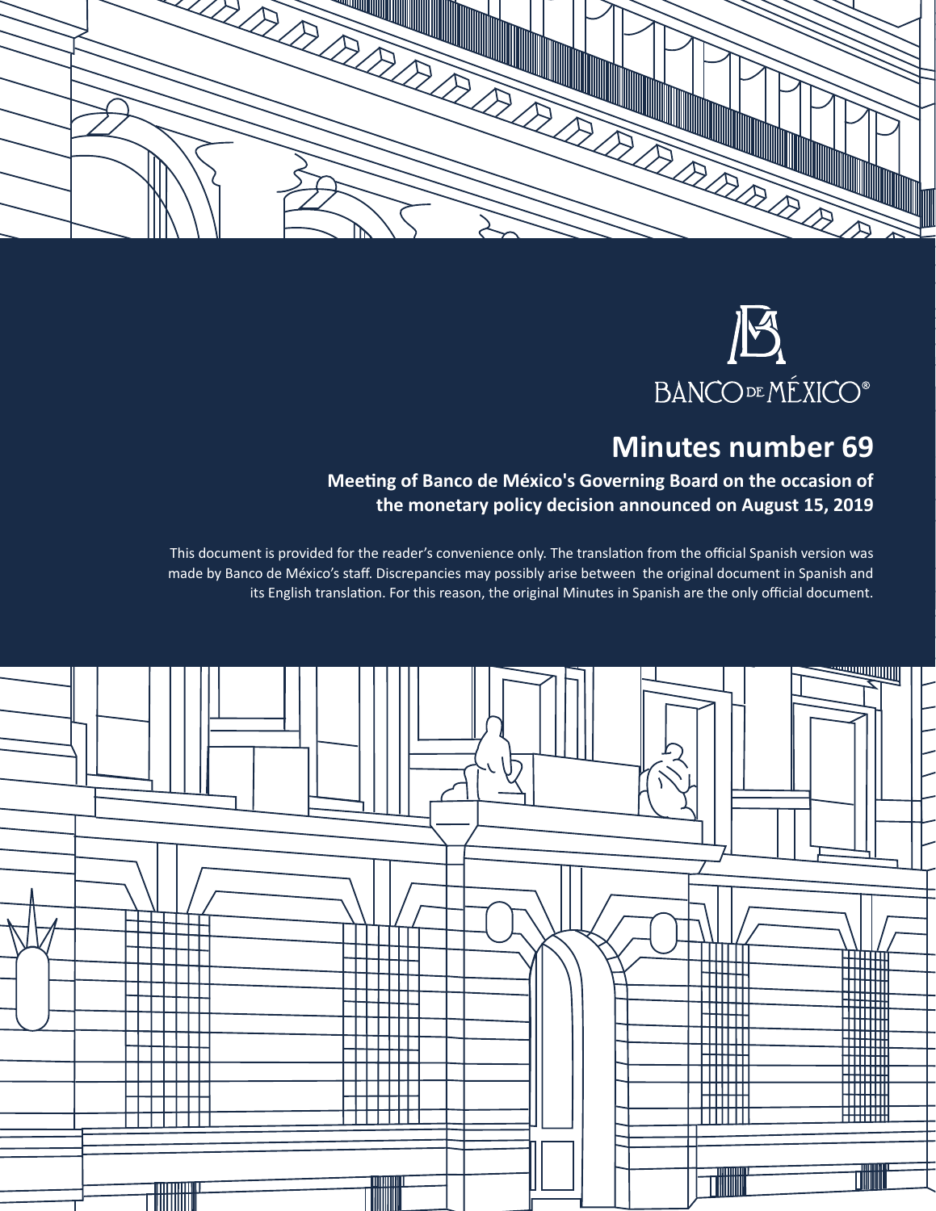BANCO DE MÉXICO®

# Minutes number 69

**Meeting of Banco de México's Governing Board on the occasion of the monetary policy decision announced on August 15, 2019**

This document is provided for the reader's convenience only. The translation from the official Spanish version was made by Banco de México's staff. Discrepancies may possibly arise between the original document in Spanish and its English translation. For this reason, the original Minutes in Spanish are the only official document.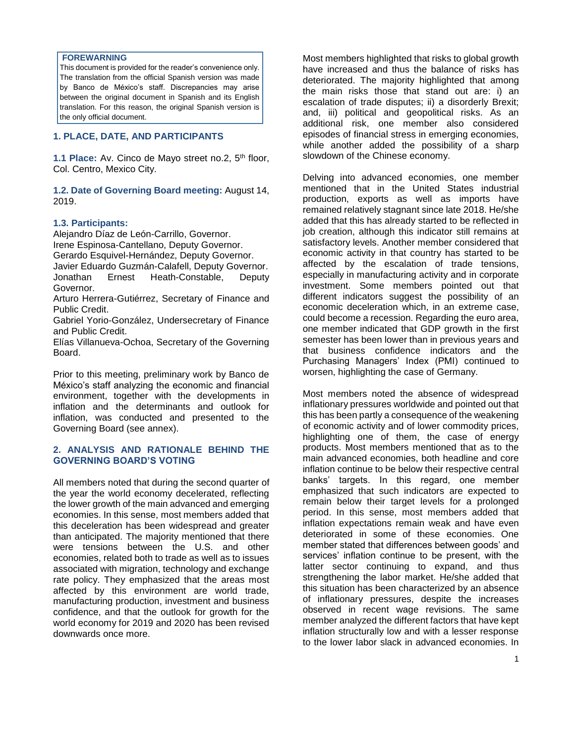**FOREWARNING**

This document is provided for the reader's convenience only. The translation from the official Spanish version was made by Banco de México's staff. Discrepancies may arise between the original document in Spanish and its English translation. For this reason, the original Spanish version is the only official document.

## 1. PLACE, DATE, AND PARTICIPANTS

**1.1 Place:** Av. Cinco de Mayo street no.2, 5th floor, Col. Centro, Mexico City.

**1.2. Date of Governing Board meeting:** August 14, 2019.

**1.3. Participants:**

Alejandro Díaz de León-Carrillo, Governor.
Irene Espinosa-Cantellano, Deputy Governor.
Gerardo Esquivel-Hernández, Deputy Governor.
Javier Eduardo Guzmán-Calafell, Deputy Governor.
Jonathan Ernest Heath-Constable, Deputy Governor.
Arturo Herrera-Gutiérrez, Secretary of Finance and Public Credit.
Gabriel Yorio-González, Undersecretary of Finance and Public Credit.
Elías Villanueva-Ochoa, Secretary of the Governing Board.

Prior to this meeting, preliminary work by Banco de México's staff analyzing the economic and financial environment, together with the developments in inflation and the determinants and outlook for inflation, was conducted and presented to the Governing Board (see annex).

## 2. ANALYSIS AND RATIONALE BEHIND THE GOVERNING BOARD'S VOTING

All members noted that during the second quarter of the year the world economy decelerated, reflecting the lower growth of the main advanced and emerging economies. In this sense, most members added that this deceleration has been widespread and greater than anticipated. The majority mentioned that there were tensions between the U.S. and other economies, related both to trade as well as to issues associated with migration, technology and exchange rate policy. They emphasized that the areas most affected by this environment are world trade, manufacturing production, investment and business confidence, and that the outlook for growth for the world economy for 2019 and 2020 has been revised downwards once more.

Most members highlighted that risks to global growth have increased and thus the balance of risks has deteriorated. The majority highlighted that among the main risks those that stand out are: i) an escalation of trade disputes; ii) a disorderly Brexit; and, iii) political and geopolitical risks. As an additional risk, one member also considered episodes of financial stress in emerging economies, while another added the possibility of a sharp slowdown of the Chinese economy.

Delving into advanced economies, one member mentioned that in the United States industrial production, exports as well as imports have remained relatively stagnant since late 2018. He/she added that this has already started to be reflected in job creation, although this indicator still remains at satisfactory levels. Another member considered that economic activity in that country has started to be affected by the escalation of trade tensions, especially in manufacturing activity and in corporate investment. Some members pointed out that different indicators suggest the possibility of an economic deceleration which, in an extreme case, could become a recession. Regarding the euro area, one member indicated that GDP growth in the first semester has been lower than in previous years and that business confidence indicators and the Purchasing Managers' Index (PMI) continued to worsen, highlighting the case of Germany.

Most members noted the absence of widespread inflationary pressures worldwide and pointed out that this has been partly a consequence of the weakening of economic activity and of lower commodity prices, highlighting one of them, the case of energy products. Most members mentioned that as to the main advanced economies, both headline and core inflation continue to be below their respective central banks' targets. In this regard, one member emphasized that such indicators are expected to remain below their target levels for a prolonged period. In this sense, most members added that inflation expectations remain weak and have even deteriorated in some of these economies. One member stated that differences between goods' and services' inflation continue to be present, with the latter sector continuing to expand, and thus strengthening the labor market. He/she added that this situation has been characterized by an absence of inflationary pressures, despite the increases observed in recent wage revisions. The same member analyzed the different factors that have kept inflation structurally low and with a lesser response to the lower labor slack in advanced economies. In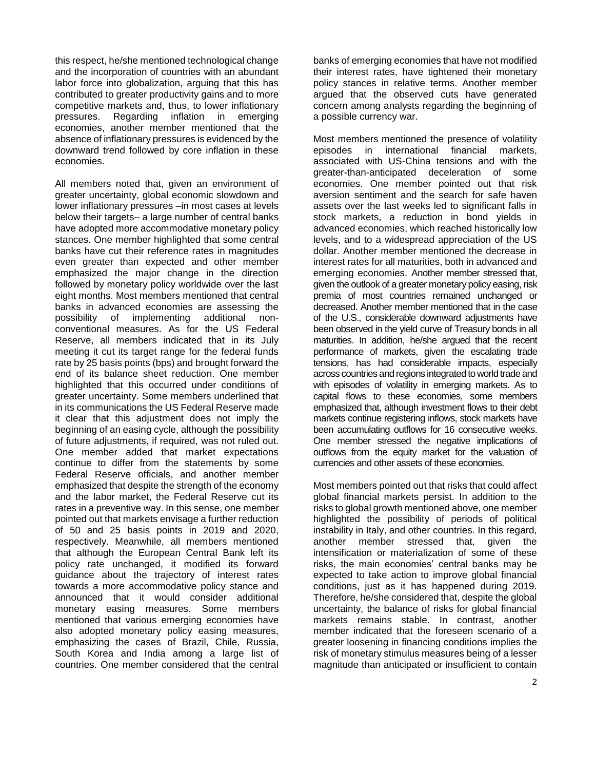this respect, he/she mentioned technological change and the incorporation of countries with an abundant labor force into globalization, arguing that this has contributed to greater productivity gains and to more competitive markets and, thus, to lower inflationary pressures. Regarding inflation in emerging economies, another member mentioned that the absence of inflationary pressures is evidenced by the downward trend followed by core inflation in these economies.

All members noted that, given an environment of greater uncertainty, global economic slowdown and lower inflationary pressures –in most cases at levels below their targets– a large number of central banks have adopted more accommodative monetary policy stances. One member highlighted that some central banks have cut their reference rates in magnitudes even greater than expected and other member emphasized the major change in the direction followed by monetary policy worldwide over the last eight months. Most members mentioned that central banks in advanced economies are assessing the possibility of implementing additional non-conventional measures. As for the US Federal Reserve, all members indicated that in its July meeting it cut its target range for the federal funds rate by 25 basis points (bps) and brought forward the end of its balance sheet reduction. One member highlighted that this occurred under conditions of greater uncertainty. Some members underlined that in its communications the US Federal Reserve made it clear that this adjustment does not imply the beginning of an easing cycle, although the possibility of future adjustments, if required, was not ruled out. One member added that market expectations continue to differ from the statements by some Federal Reserve officials, and another member emphasized that despite the strength of the economy and the labor market, the Federal Reserve cut its rates in a preventive way. In this sense, one member pointed out that markets envisage a further reduction of 50 and 25 basis points in 2019 and 2020, respectively. Meanwhile, all members mentioned that although the European Central Bank left its policy rate unchanged, it modified its forward guidance about the trajectory of interest rates towards a more accommodative policy stance and announced that it would consider additional monetary easing measures. Some members mentioned that various emerging economies have also adopted monetary policy easing measures, emphasizing the cases of Brazil, Chile, Russia, South Korea and India among a large list of countries. One member considered that the central banks of emerging economies that have not modified their interest rates, have tightened their monetary policy stances in relative terms. Another member argued that the observed cuts have generated concern among analysts regarding the beginning of a possible currency war.

Most members mentioned the presence of volatility episodes in international financial markets, associated with US-China tensions and with the greater-than-anticipated deceleration of some economies. One member pointed out that risk aversion sentiment and the search for safe haven assets over the last weeks led to significant falls in stock markets, a reduction in bond yields in advanced economies, which reached historically low levels, and to a widespread appreciation of the US dollar. Another member mentioned the decrease in interest rates for all maturities, both in advanced and emerging economies. Another member stressed that, given the outlook of a greater monetary policy easing, risk premia of most countries remained unchanged or decreased. Another member mentioned that in the case of the U.S., considerable downward adjustments have been observed in the yield curve of Treasury bonds in all maturities. In addition, he/she argued that the recent performance of markets, given the escalating trade tensions, has had considerable impacts, especially across countries and regions integrated to world trade and with episodes of volatility in emerging markets. As to capital flows to these economies, some members emphasized that, although investment flows to their debt markets continue registering inflows, stock markets have been accumulating outflows for 16 consecutive weeks. One member stressed the negative implications of outflows from the equity market for the valuation of currencies and other assets of these economies.

Most members pointed out that risks that could affect global financial markets persist. In addition to the risks to global growth mentioned above, one member highlighted the possibility of periods of political instability in Italy, and other countries. In this regard, another member stressed that, given the intensification or materialization of some of these risks, the main economies' central banks may be expected to take action to improve global financial conditions, just as it has happened during 2019. Therefore, he/she considered that, despite the global uncertainty, the balance of risks for global financial markets remains stable. In contrast, another member indicated that the foreseen scenario of a greater loosening in financing conditions implies the risk of monetary stimulus measures being of a lesser magnitude than anticipated or insufficient to contain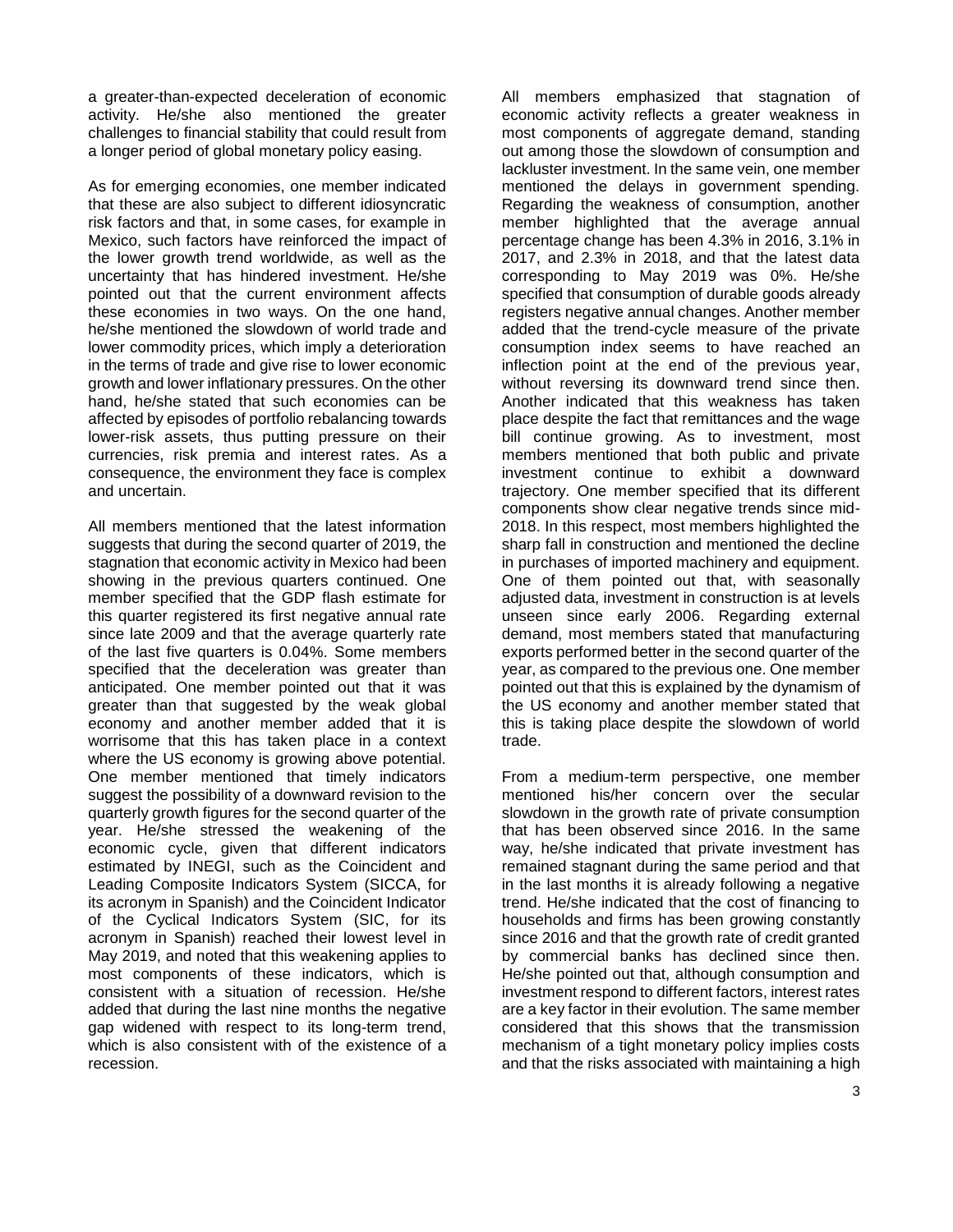a greater-than-expected deceleration of economic activity. He/she also mentioned the greater challenges to financial stability that could result from a longer period of global monetary policy easing.

As for emerging economies, one member indicated that these are also subject to different idiosyncratic risk factors and that, in some cases, for example in Mexico, such factors have reinforced the impact of the lower growth trend worldwide, as well as the uncertainty that has hindered investment. He/she pointed out that the current environment affects these economies in two ways. On the one hand, he/she mentioned the slowdown of world trade and lower commodity prices, which imply a deterioration in the terms of trade and give rise to lower economic growth and lower inflationary pressures. On the other hand, he/she stated that such economies can be affected by episodes of portfolio rebalancing towards lower-risk assets, thus putting pressure on their currencies, risk premia and interest rates. As a consequence, the environment they face is complex and uncertain.

All members mentioned that the latest information suggests that during the second quarter of 2019, the stagnation that economic activity in Mexico had been showing in the previous quarters continued. One member specified that the GDP flash estimate for this quarter registered its first negative annual rate since late 2009 and that the average quarterly rate of the last five quarters is 0.04%. Some members specified that the deceleration was greater than anticipated. One member pointed out that it was greater than that suggested by the weak global economy and another member added that it is worrisome that this has taken place in a context where the US economy is growing above potential. One member mentioned that timely indicators suggest the possibility of a downward revision to the quarterly growth figures for the second quarter of the year. He/she stressed the weakening of the economic cycle, given that different indicators estimated by INEGI, such as the Coincident and Leading Composite Indicators System (SICCA, for its acronym in Spanish) and the Coincident Indicator of the Cyclical Indicators System (SIC, for its acronym in Spanish) reached their lowest level in May 2019, and noted that this weakening applies to most components of these indicators, which is consistent with a situation of recession. He/she added that during the last nine months the negative gap widened with respect to its long-term trend, which is also consistent with of the existence of a recession.

All members emphasized that stagnation of economic activity reflects a greater weakness in most components of aggregate demand, standing out among those the slowdown of consumption and lackluster investment. In the same vein, one member mentioned the delays in government spending. Regarding the weakness of consumption, another member highlighted that the average annual percentage change has been 4.3% in 2016, 3.1% in 2017, and 2.3% in 2018, and that the latest data corresponding to May 2019 was 0%. He/she specified that consumption of durable goods already registers negative annual changes. Another member added that the trend-cycle measure of the private consumption index seems to have reached an inflection point at the end of the previous year, without reversing its downward trend since then. Another indicated that this weakness has taken place despite the fact that remittances and the wage bill continue growing. As to investment, most members mentioned that both public and private investment continue to exhibit a downward trajectory. One member specified that its different components show clear negative trends since mid-2018. In this respect, most members highlighted the sharp fall in construction and mentioned the decline in purchases of imported machinery and equipment. One of them pointed out that, with seasonally adjusted data, investment in construction is at levels unseen since early 2006. Regarding external demand, most members stated that manufacturing exports performed better in the second quarter of the year, as compared to the previous one. One member pointed out that this is explained by the dynamism of the US economy and another member stated that this is taking place despite the slowdown of world trade.

From a medium-term perspective, one member mentioned his/her concern over the secular slowdown in the growth rate of private consumption that has been observed since 2016. In the same way, he/she indicated that private investment has remained stagnant during the same period and that in the last months it is already following a negative trend. He/she indicated that the cost of financing to households and firms has been growing constantly since 2016 and that the growth rate of credit granted by commercial banks has declined since then. He/she pointed out that, although consumption and investment respond to different factors, interest rates are a key factor in their evolution. The same member considered that this shows that the transmission mechanism of a tight monetary policy implies costs and that the risks associated with maintaining a high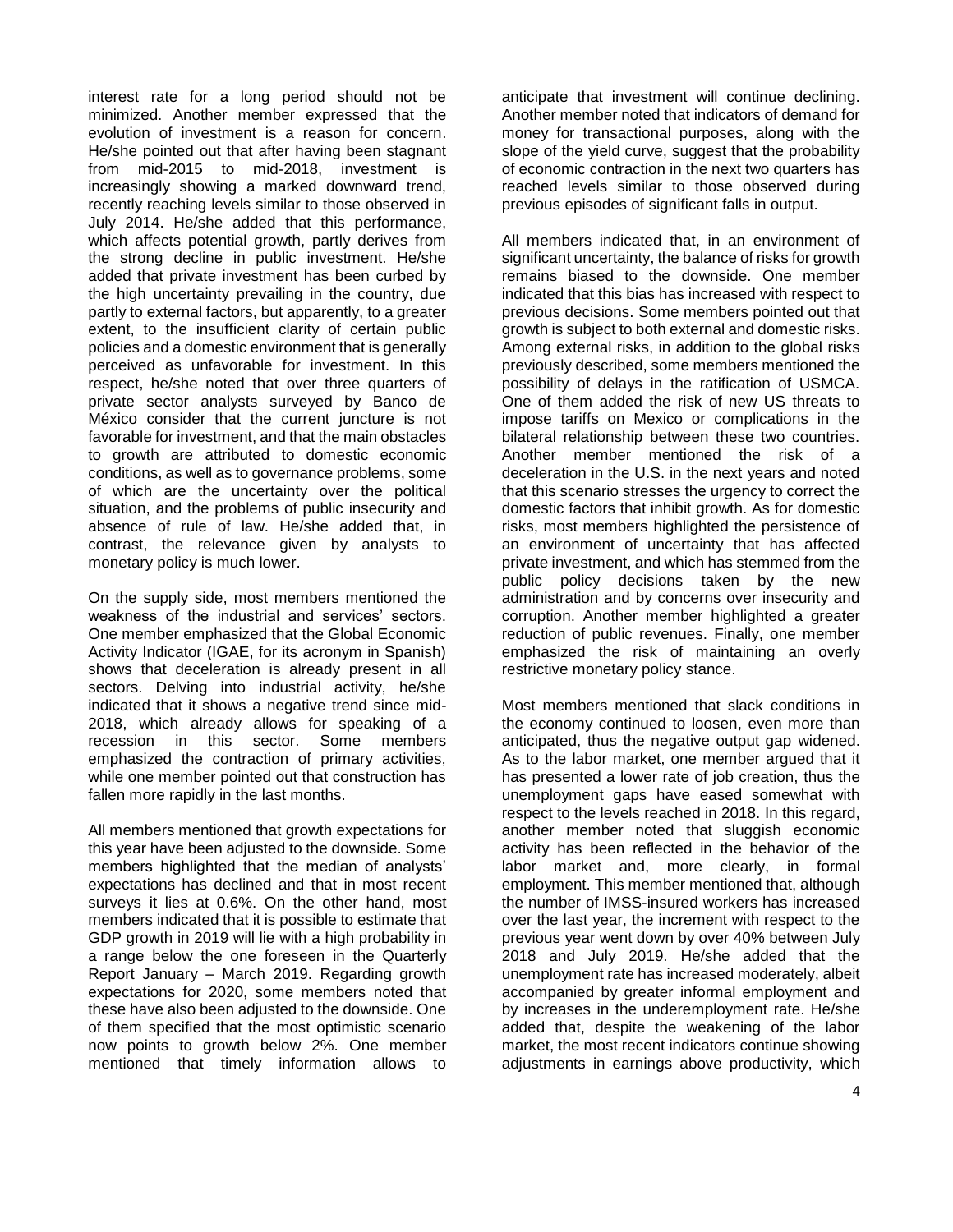interest rate for a long period should not be minimized. Another member expressed that the evolution of investment is a reason for concern. He/she pointed out that after having been stagnant from mid-2015 to mid-2018, investment is increasingly showing a marked downward trend, recently reaching levels similar to those observed in July 2014. He/she added that this performance, which affects potential growth, partly derives from the strong decline in public investment. He/she added that private investment has been curbed by the high uncertainty prevailing in the country, due partly to external factors, but apparently, to a greater extent, to the insufficient clarity of certain public policies and a domestic environment that is generally perceived as unfavorable for investment. In this respect, he/she noted that over three quarters of private sector analysts surveyed by Banco de México consider that the current juncture is not favorable for investment, and that the main obstacles to growth are attributed to domestic economic conditions, as well as to governance problems, some of which are the uncertainty over the political situation, and the problems of public insecurity and absence of rule of law. He/she added that, in contrast, the relevance given by analysts to monetary policy is much lower.

On the supply side, most members mentioned the weakness of the industrial and services' sectors. One member emphasized that the Global Economic Activity Indicator (IGAE, for its acronym in Spanish) shows that deceleration is already present in all sectors. Delving into industrial activity, he/she indicated that it shows a negative trend since mid-2018, which already allows for speaking of a recession in this sector. Some members emphasized the contraction of primary activities, while one member pointed out that construction has fallen more rapidly in the last months.

All members mentioned that growth expectations for this year have been adjusted to the downside. Some members highlighted that the median of analysts' expectations has declined and that in most recent surveys it lies at 0.6%. On the other hand, most members indicated that it is possible to estimate that GDP growth in 2019 will lie with a high probability in a range below the one foreseen in the Quarterly Report January – March 2019. Regarding growth expectations for 2020, some members noted that these have also been adjusted to the downside. One of them specified that the most optimistic scenario now points to growth below 2%. One member mentioned that timely information allows to anticipate that investment will continue declining. Another member noted that indicators of demand for money for transactional purposes, along with the slope of the yield curve, suggest that the probability of economic contraction in the next two quarters has reached levels similar to those observed during previous episodes of significant falls in output.

All members indicated that, in an environment of significant uncertainty, the balance of risks for growth remains biased to the downside. One member indicated that this bias has increased with respect to previous decisions. Some members pointed out that growth is subject to both external and domestic risks. Among external risks, in addition to the global risks previously described, some members mentioned the possibility of delays in the ratification of USMCA. One of them added the risk of new US threats to impose tariffs on Mexico or complications in the bilateral relationship between these two countries. Another member mentioned the risk of a deceleration in the U.S. in the next years and noted that this scenario stresses the urgency to correct the domestic factors that inhibit growth. As for domestic risks, most members highlighted the persistence of an environment of uncertainty that has affected private investment, and which has stemmed from the public policy decisions taken by the new administration and by concerns over insecurity and corruption. Another member highlighted a greater reduction of public revenues. Finally, one member emphasized the risk of maintaining an overly restrictive monetary policy stance.

Most members mentioned that slack conditions in the economy continued to loosen, even more than anticipated, thus the negative output gap widened. As to the labor market, one member argued that it has presented a lower rate of job creation, thus the unemployment gaps have eased somewhat with respect to the levels reached in 2018. In this regard, another member noted that sluggish economic activity has been reflected in the behavior of the labor market and, more clearly, in formal employment. This member mentioned that, although the number of IMSS-insured workers has increased over the last year, the increment with respect to the previous year went down by over 40% between July 2018 and July 2019. He/she added that the unemployment rate has increased moderately, albeit accompanied by greater informal employment and by increases in the underemployment rate. He/she added that, despite the weakening of the labor market, the most recent indicators continue showing adjustments in earnings above productivity, which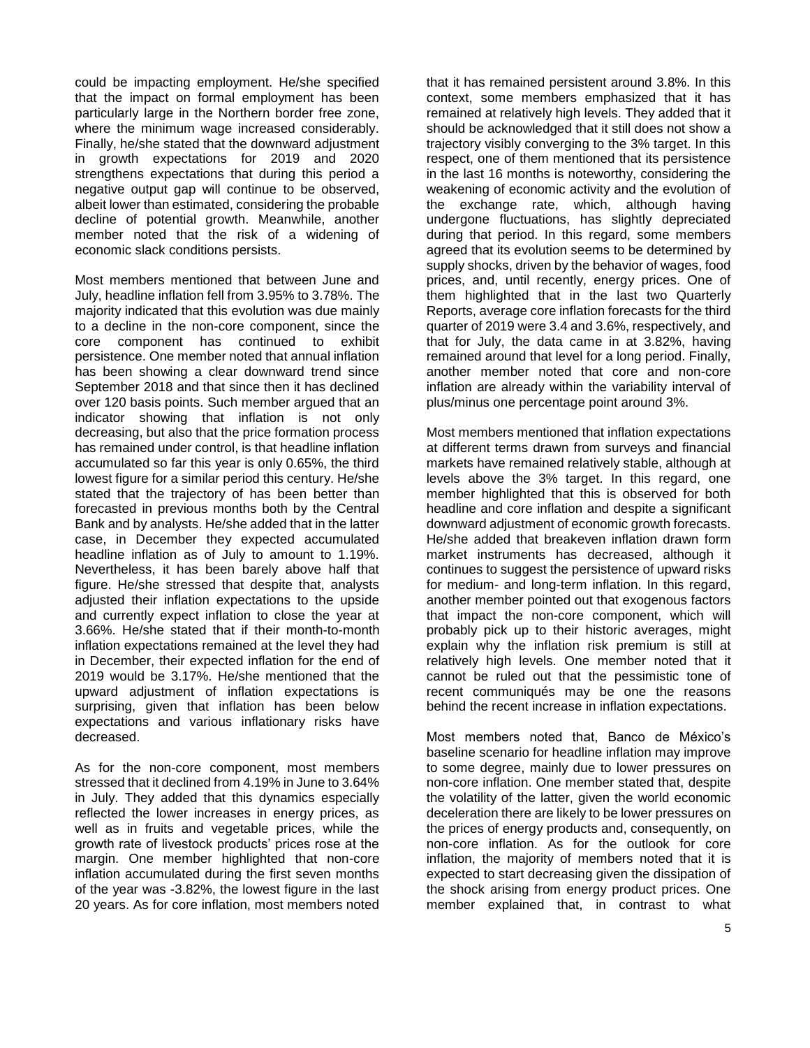could be impacting employment. He/she specified that the impact on formal employment has been particularly large in the Northern border free zone, where the minimum wage increased considerably. Finally, he/she stated that the downward adjustment in growth expectations for 2019 and 2020 strengthens expectations that during this period a negative output gap will continue to be observed, albeit lower than estimated, considering the probable decline of potential growth. Meanwhile, another member noted that the risk of a widening of economic slack conditions persists.

Most members mentioned that between June and July, headline inflation fell from 3.95% to 3.78%. The majority indicated that this evolution was due mainly to a decline in the non-core component, since the core component has continued to exhibit persistence. One member noted that annual inflation has been showing a clear downward trend since September 2018 and that since then it has declined over 120 basis points. Such member argued that an indicator showing that inflation is not only decreasing, but also that the price formation process has remained under control, is that headline inflation accumulated so far this year is only 0.65%, the third lowest figure for a similar period this century. He/she stated that the trajectory of has been better than forecasted in previous months both by the Central Bank and by analysts. He/she added that in the latter case, in December they expected accumulated headline inflation as of July to amount to 1.19%. Nevertheless, it has been barely above half that figure. He/she stressed that despite that, analysts adjusted their inflation expectations to the upside and currently expect inflation to close the year at 3.66%. He/she stated that if their month-to-month inflation expectations remained at the level they had in December, their expected inflation for the end of 2019 would be 3.17%. He/she mentioned that the upward adjustment of inflation expectations is surprising, given that inflation has been below expectations and various inflationary risks have decreased.

As for the non-core component, most members stressed that it declined from 4.19% in June to 3.64% in July. They added that this dynamics especially reflected the lower increases in energy prices, as well as in fruits and vegetable prices, while the growth rate of livestock products' prices rose at the margin. One member highlighted that non-core inflation accumulated during the first seven months of the year was -3.82%, the lowest figure in the last 20 years. As for core inflation, most members noted that it has remained persistent around 3.8%. In this context, some members emphasized that it has remained at relatively high levels. They added that it should be acknowledged that it still does not show a trajectory visibly converging to the 3% target. In this respect, one of them mentioned that its persistence in the last 16 months is noteworthy, considering the weakening of economic activity and the evolution of the exchange rate, which, although having undergone fluctuations, has slightly depreciated during that period. In this regard, some members agreed that its evolution seems to be determined by supply shocks, driven by the behavior of wages, food prices, and, until recently, energy prices. One of them highlighted that in the last two Quarterly Reports, average core inflation forecasts for the third quarter of 2019 were 3.4 and 3.6%, respectively, and that for July, the data came in at 3.82%, having remained around that level for a long period. Finally, another member noted that core and non-core inflation are already within the variability interval of plus/minus one percentage point around 3%.

Most members mentioned that inflation expectations at different terms drawn from surveys and financial markets have remained relatively stable, although at levels above the 3% target. In this regard, one member highlighted that this is observed for both headline and core inflation and despite a significant downward adjustment of economic growth forecasts. He/she added that breakeven inflation drawn form market instruments has decreased, although it continues to suggest the persistence of upward risks for medium- and long-term inflation. In this regard, another member pointed out that exogenous factors that impact the non-core component, which will probably pick up to their historic averages, might explain why the inflation risk premium is still at relatively high levels. One member noted that it cannot be ruled out that the pessimistic tone of recent communiqués may be one the reasons behind the recent increase in inflation expectations.

Most members noted that, Banco de México's baseline scenario for headline inflation may improve to some degree, mainly due to lower pressures on non-core inflation. One member stated that, despite the volatility of the latter, given the world economic deceleration there are likely to be lower pressures on the prices of energy products and, consequently, on non-core inflation. As for the outlook for core inflation, the majority of members noted that it is expected to start decreasing given the dissipation of the shock arising from energy product prices. One member explained that, in contrast to what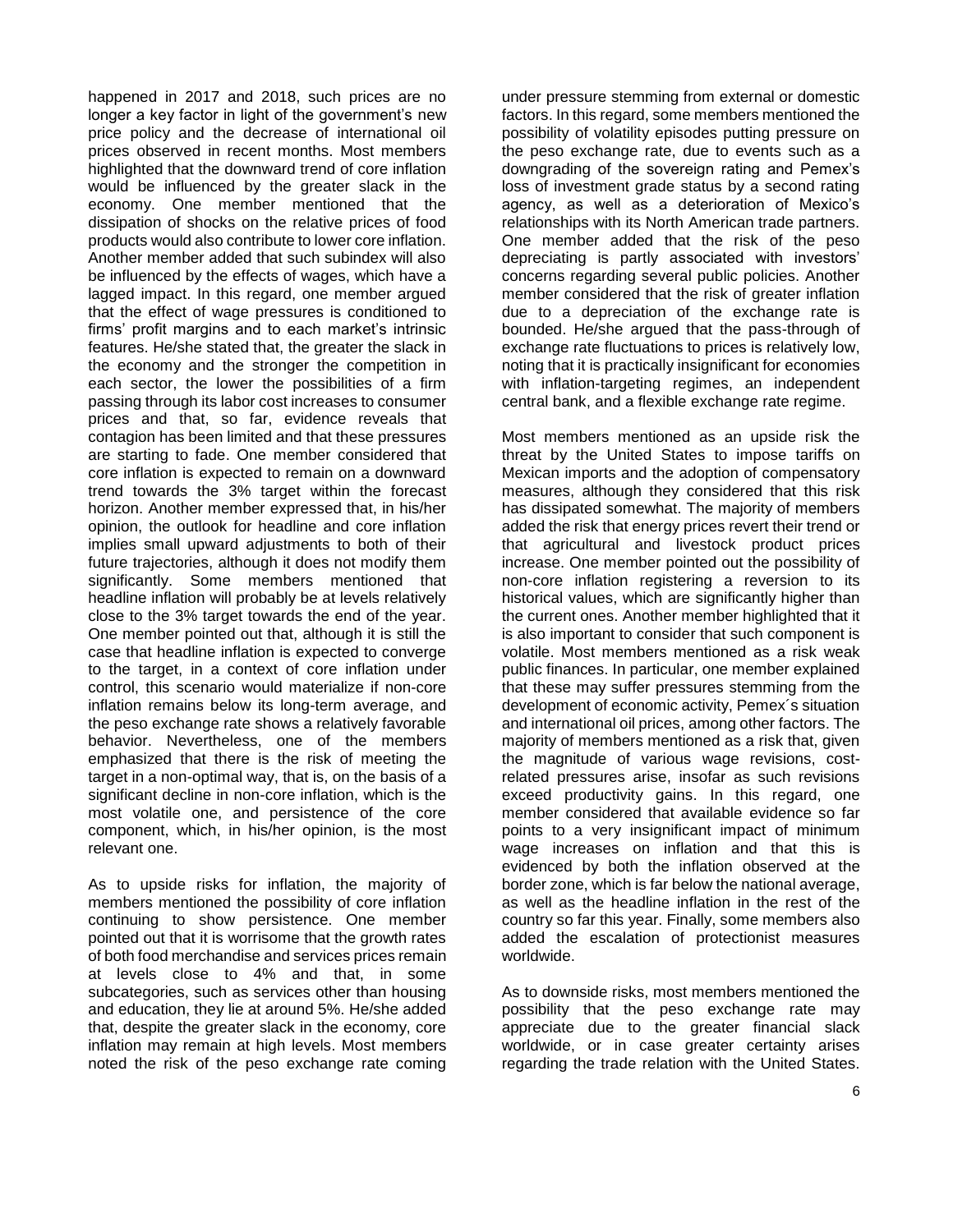happened in 2017 and 2018, such prices are no longer a key factor in light of the government's new price policy and the decrease of international oil prices observed in recent months. Most members highlighted that the downward trend of core inflation would be influenced by the greater slack in the economy. One member mentioned that the dissipation of shocks on the relative prices of food products would also contribute to lower core inflation. Another member added that such subindex will also be influenced by the effects of wages, which have a lagged impact. In this regard, one member argued that the effect of wage pressures is conditioned to firms' profit margins and to each market's intrinsic features. He/she stated that, the greater the slack in the economy and the stronger the competition in each sector, the lower the possibilities of a firm passing through its labor cost increases to consumer prices and that, so far, evidence reveals that contagion has been limited and that these pressures are starting to fade. One member considered that core inflation is expected to remain on a downward trend towards the 3% target within the forecast horizon. Another member expressed that, in his/her opinion, the outlook for headline and core inflation implies small upward adjustments to both of their future trajectories, although it does not modify them significantly. Some members mentioned that headline inflation will probably be at levels relatively close to the 3% target towards the end of the year. One member pointed out that, although it is still the case that headline inflation is expected to converge to the target, in a context of core inflation under control, this scenario would materialize if non-core inflation remains below its long-term average, and the peso exchange rate shows a relatively favorable behavior. Nevertheless, one of the members emphasized that there is the risk of meeting the target in a non-optimal way, that is, on the basis of a significant decline in non-core inflation, which is the most volatile one, and persistence of the core component, which, in his/her opinion, is the most relevant one.

As to upside risks for inflation, the majority of members mentioned the possibility of core inflation continuing to show persistence. One member pointed out that it is worrisome that the growth rates of both food merchandise and services prices remain at levels close to 4% and that, in some subcategories, such as services other than housing and education, they lie at around 5%. He/she added that, despite the greater slack in the economy, core inflation may remain at high levels. Most members noted the risk of the peso exchange rate coming under pressure stemming from external or domestic factors. In this regard, some members mentioned the possibility of volatility episodes putting pressure on the peso exchange rate, due to events such as a downgrading of the sovereign rating and Pemex's loss of investment grade status by a second rating agency, as well as a deterioration of Mexico's relationships with its North American trade partners. One member added that the risk of the peso depreciating is partly associated with investors' concerns regarding several public policies. Another member considered that the risk of greater inflation due to a depreciation of the exchange rate is bounded. He/she argued that the pass-through of exchange rate fluctuations to prices is relatively low, noting that it is practically insignificant for economies with inflation-targeting regimes, an independent central bank, and a flexible exchange rate regime.

Most members mentioned as an upside risk the threat by the United States to impose tariffs on Mexican imports and the adoption of compensatory measures, although they considered that this risk has dissipated somewhat. The majority of members added the risk that energy prices revert their trend or that agricultural and livestock product prices increase. One member pointed out the possibility of non-core inflation registering a reversion to its historical values, which are significantly higher than the current ones. Another member highlighted that it is also important to consider that such component is volatile. Most members mentioned as a risk weak public finances. In particular, one member explained that these may suffer pressures stemming from the development of economic activity, Pemex´s situation and international oil prices, among other factors. The majority of members mentioned as a risk that, given the magnitude of various wage revisions, cost-related pressures arise, insofar as such revisions exceed productivity gains. In this regard, one member considered that available evidence so far points to a very insignificant impact of minimum wage increases on inflation and that this is evidenced by both the inflation observed at the border zone, which is far below the national average, as well as the headline inflation in the rest of the country so far this year. Finally, some members also added the escalation of protectionist measures worldwide.

As to downside risks, most members mentioned the possibility that the peso exchange rate may appreciate due to the greater financial slack worldwide, or in case greater certainty arises regarding the trade relation with the United States.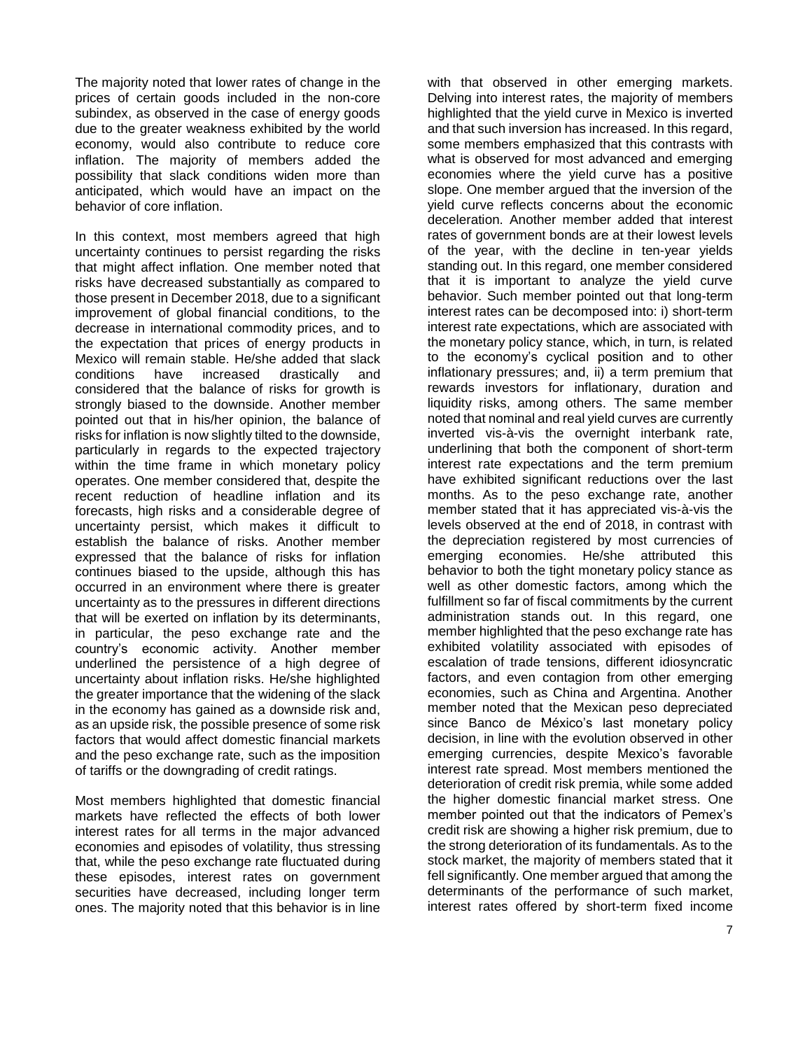The majority noted that lower rates of change in the prices of certain goods included in the non-core subindex, as observed in the case of energy goods due to the greater weakness exhibited by the world economy, would also contribute to reduce core inflation. The majority of members added the possibility that slack conditions widen more than anticipated, which would have an impact on the behavior of core inflation.

In this context, most members agreed that high uncertainty continues to persist regarding the risks that might affect inflation. One member noted that risks have decreased substantially as compared to those present in December 2018, due to a significant improvement of global financial conditions, to the decrease in international commodity prices, and to the expectation that prices of energy products in Mexico will remain stable. He/she added that slack conditions have increased drastically and considered that the balance of risks for growth is strongly biased to the downside. Another member pointed out that in his/her opinion, the balance of risks for inflation is now slightly tilted to the downside, particularly in regards to the expected trajectory within the time frame in which monetary policy operates. One member considered that, despite the recent reduction of headline inflation and its forecasts, high risks and a considerable degree of uncertainty persist, which makes it difficult to establish the balance of risks. Another member expressed that the balance of risks for inflation continues biased to the upside, although this has occurred in an environment where there is greater uncertainty as to the pressures in different directions that will be exerted on inflation by its determinants, in particular, the peso exchange rate and the country's economic activity. Another member underlined the persistence of a high degree of uncertainty about inflation risks. He/she highlighted the greater importance that the widening of the slack in the economy has gained as a downside risk and, as an upside risk, the possible presence of some risk factors that would affect domestic financial markets and the peso exchange rate, such as the imposition of tariffs or the downgrading of credit ratings.

Most members highlighted that domestic financial markets have reflected the effects of both lower interest rates for all terms in the major advanced economies and episodes of volatility, thus stressing that, while the peso exchange rate fluctuated during these episodes, interest rates on government securities have decreased, including longer term ones. The majority noted that this behavior is in line with that observed in other emerging markets. Delving into interest rates, the majority of members highlighted that the yield curve in Mexico is inverted and that such inversion has increased. In this regard, some members emphasized that this contrasts with what is observed for most advanced and emerging economies where the yield curve has a positive slope. One member argued that the inversion of the yield curve reflects concerns about the economic deceleration. Another member added that interest rates of government bonds are at their lowest levels of the year, with the decline in ten-year yields standing out. In this regard, one member considered that it is important to analyze the yield curve behavior. Such member pointed out that long-term interest rates can be decomposed into: i) short-term interest rate expectations, which are associated with the monetary policy stance, which, in turn, is related to the economy's cyclical position and to other inflationary pressures; and, ii) a term premium that rewards investors for inflationary, duration and liquidity risks, among others. The same member noted that nominal and real yield curves are currently inverted vis-à-vis the overnight interbank rate, underlining that both the component of short-term interest rate expectations and the term premium have exhibited significant reductions over the last months. As to the peso exchange rate, another member stated that it has appreciated vis-à-vis the levels observed at the end of 2018, in contrast with the depreciation registered by most currencies of emerging economies. He/she attributed this behavior to both the tight monetary policy stance as well as other domestic factors, among which the fulfillment so far of fiscal commitments by the current administration stands out. In this regard, one member highlighted that the peso exchange rate has exhibited volatility associated with episodes of escalation of trade tensions, different idiosyncratic factors, and even contagion from other emerging economies, such as China and Argentina. Another member noted that the Mexican peso depreciated since Banco de México's last monetary policy decision, in line with the evolution observed in other emerging currencies, despite Mexico's favorable interest rate spread. Most members mentioned the deterioration of credit risk premia, while some added the higher domestic financial market stress. One member pointed out that the indicators of Pemex's credit risk are showing a higher risk premium, due to the strong deterioration of its fundamentals. As to the stock market, the majority of members stated that it fell significantly. One member argued that among the determinants of the performance of such market, interest rates offered by short-term fixed income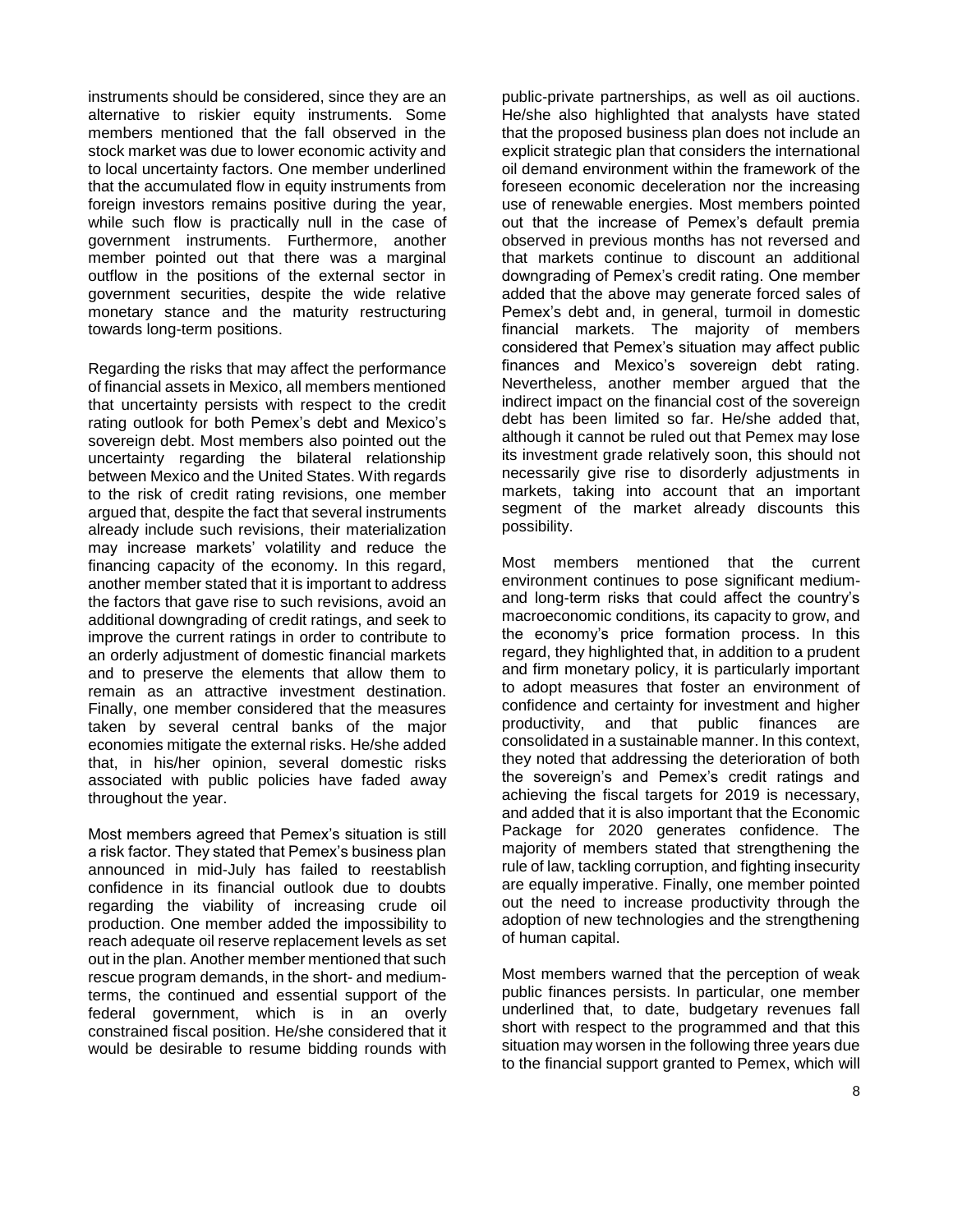instruments should be considered, since they are an alternative to riskier equity instruments. Some members mentioned that the fall observed in the stock market was due to lower economic activity and to local uncertainty factors. One member underlined that the accumulated flow in equity instruments from foreign investors remains positive during the year, while such flow is practically null in the case of government instruments. Furthermore, another member pointed out that there was a marginal outflow in the positions of the external sector in government securities, despite the wide relative monetary stance and the maturity restructuring towards long-term positions.

Regarding the risks that may affect the performance of financial assets in Mexico, all members mentioned that uncertainty persists with respect to the credit rating outlook for both Pemex's debt and Mexico's sovereign debt. Most members also pointed out the uncertainty regarding the bilateral relationship between Mexico and the United States. With regards to the risk of credit rating revisions, one member argued that, despite the fact that several instruments already include such revisions, their materialization may increase markets' volatility and reduce the financing capacity of the economy. In this regard, another member stated that it is important to address the factors that gave rise to such revisions, avoid an additional downgrading of credit ratings, and seek to improve the current ratings in order to contribute to an orderly adjustment of domestic financial markets and to preserve the elements that allow them to remain as an attractive investment destination. Finally, one member considered that the measures taken by several central banks of the major economies mitigate the external risks. He/she added that, in his/her opinion, several domestic risks associated with public policies have faded away throughout the year.

Most members agreed that Pemex's situation is still a risk factor. They stated that Pemex's business plan announced in mid-July has failed to reestablish confidence in its financial outlook due to doubts regarding the viability of increasing crude oil production. One member added the impossibility to reach adequate oil reserve replacement levels as set out in the plan. Another member mentioned that such rescue program demands, in the short- and medium-terms, the continued and essential support of the federal government, which is in an overly constrained fiscal position. He/she considered that it would be desirable to resume bidding rounds with public-private partnerships, as well as oil auctions. He/she also highlighted that analysts have stated that the proposed business plan does not include an explicit strategic plan that considers the international oil demand environment within the framework of the foreseen economic deceleration nor the increasing use of renewable energies. Most members pointed out that the increase of Pemex's default premia observed in previous months has not reversed and that markets continue to discount an additional downgrading of Pemex's credit rating. One member added that the above may generate forced sales of Pemex's debt and, in general, turmoil in domestic financial markets. The majority of members considered that Pemex's situation may affect public finances and Mexico's sovereign debt rating. Nevertheless, another member argued that the indirect impact on the financial cost of the sovereign debt has been limited so far. He/she added that, although it cannot be ruled out that Pemex may lose its investment grade relatively soon, this should not necessarily give rise to disorderly adjustments in markets, taking into account that an important segment of the market already discounts this possibility.

Most members mentioned that the current environment continues to pose significant medium- and long-term risks that could affect the country's macroeconomic conditions, its capacity to grow, and the economy's price formation process. In this regard, they highlighted that, in addition to a prudent and firm monetary policy, it is particularly important to adopt measures that foster an environment of confidence and certainty for investment and higher productivity, and that public finances are consolidated in a sustainable manner. In this context, they noted that addressing the deterioration of both the sovereign's and Pemex's credit ratings and achieving the fiscal targets for 2019 is necessary, and added that it is also important that the Economic Package for 2020 generates confidence. The majority of members stated that strengthening the rule of law, tackling corruption, and fighting insecurity are equally imperative. Finally, one member pointed out the need to increase productivity through the adoption of new technologies and the strengthening of human capital.

Most members warned that the perception of weak public finances persists. In particular, one member underlined that, to date, budgetary revenues fall short with respect to the programmed and that this situation may worsen in the following three years due to the financial support granted to Pemex, which will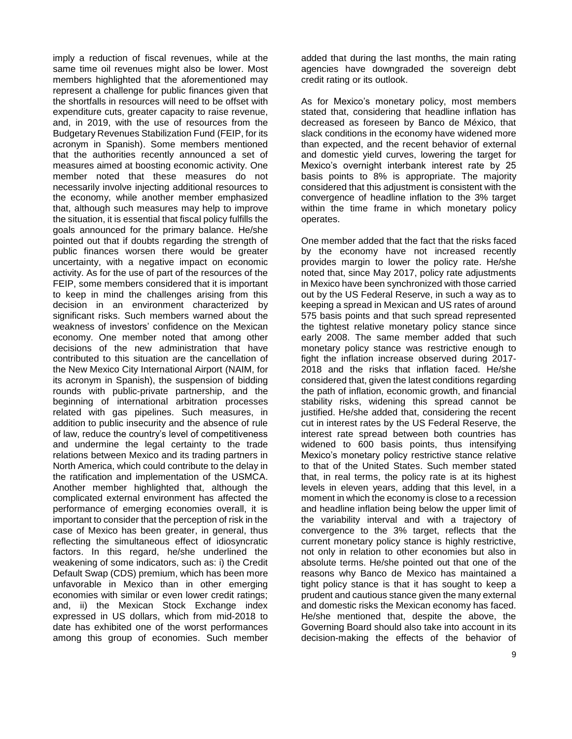imply a reduction of fiscal revenues, while at the same time oil revenues might also be lower. Most members highlighted that the aforementioned may represent a challenge for public finances given that the shortfalls in resources will need to be offset with expenditure cuts, greater capacity to raise revenue, and, in 2019, with the use of resources from the Budgetary Revenues Stabilization Fund (FEIP, for its acronym in Spanish). Some members mentioned that the authorities recently announced a set of measures aimed at boosting economic activity. One member noted that these measures do not necessarily involve injecting additional resources to the economy, while another member emphasized that, although such measures may help to improve the situation, it is essential that fiscal policy fulfills the goals announced for the primary balance. He/she pointed out that if doubts regarding the strength of public finances worsen there would be greater uncertainty, with a negative impact on economic activity. As for the use of part of the resources of the FEIP, some members considered that it is important to keep in mind the challenges arising from this decision in an environment characterized by significant risks. Such members warned about the weakness of investors' confidence on the Mexican economy. One member noted that among other decisions of the new administration that have contributed to this situation are the cancellation of the New Mexico City International Airport (NAIM, for its acronym in Spanish), the suspension of bidding rounds with public-private partnership, and the beginning of international arbitration processes related with gas pipelines. Such measures, in addition to public insecurity and the absence of rule of law, reduce the country's level of competitiveness and undermine the legal certainty to the trade relations between Mexico and its trading partners in North America, which could contribute to the delay in the ratification and implementation of the USMCA. Another member highlighted that, although the complicated external environment has affected the performance of emerging economies overall, it is important to consider that the perception of risk in the case of Mexico has been greater, in general, thus reflecting the simultaneous effect of idiosyncratic factors. In this regard, he/she underlined the weakening of some indicators, such as: i) the Credit Default Swap (CDS) premium, which has been more unfavorable in Mexico than in other emerging economies with similar or even lower credit ratings; and, ii) the Mexican Stock Exchange index expressed in US dollars, which from mid-2018 to date has exhibited one of the worst performances among this group of economies. Such member added that during the last months, the main rating agencies have downgraded the sovereign debt credit rating or its outlook.

As for Mexico's monetary policy, most members stated that, considering that headline inflation has decreased as foreseen by Banco de México, that slack conditions in the economy have widened more than expected, and the recent behavior of external and domestic yield curves, lowering the target for Mexico's overnight interbank interest rate by 25 basis points to 8% is appropriate. The majority considered that this adjustment is consistent with the convergence of headline inflation to the 3% target within the time frame in which monetary policy operates.

One member added that the fact that the risks faced by the economy have not increased recently provides margin to lower the policy rate. He/she noted that, since May 2017, policy rate adjustments in Mexico have been synchronized with those carried out by the US Federal Reserve, in such a way as to keeping a spread in Mexican and US rates of around 575 basis points and that such spread represented the tightest relative monetary policy stance since early 2008. The same member added that such monetary policy stance was restrictive enough to fight the inflation increase observed during 2017-2018 and the risks that inflation faced. He/she considered that, given the latest conditions regarding the path of inflation, economic growth, and financial stability risks, widening this spread cannot be justified. He/she added that, considering the recent cut in interest rates by the US Federal Reserve, the interest rate spread between both countries has widened to 600 basis points, thus intensifying Mexico's monetary policy restrictive stance relative to that of the United States. Such member stated that, in real terms, the policy rate is at its highest levels in eleven years, adding that this level, in a moment in which the economy is close to a recession and headline inflation being below the upper limit of the variability interval and with a trajectory of convergence to the 3% target, reflects that the current monetary policy stance is highly restrictive, not only in relation to other economies but also in absolute terms. He/she pointed out that one of the reasons why Banco de Mexico has maintained a tight policy stance is that it has sought to keep a prudent and cautious stance given the many external and domestic risks the Mexican economy has faced. He/she mentioned that, despite the above, the Governing Board should also take into account in its decision-making the effects of the behavior of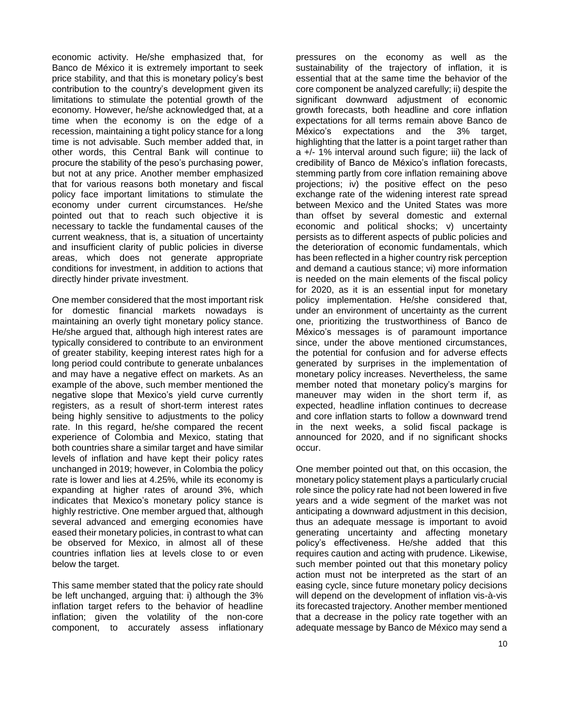economic activity. He/she emphasized that, for Banco de México it is extremely important to seek price stability, and that this is monetary policy's best contribution to the country's development given its limitations to stimulate the potential growth of the economy. However, he/she acknowledged that, at a time when the economy is on the edge of a recession, maintaining a tight policy stance for a long time is not advisable. Such member added that, in other words, this Central Bank will continue to procure the stability of the peso's purchasing power, but not at any price. Another member emphasized that for various reasons both monetary and fiscal policy face important limitations to stimulate the economy under current circumstances. He/she pointed out that to reach such objective it is necessary to tackle the fundamental causes of the current weakness, that is, a situation of uncertainty and insufficient clarity of public policies in diverse areas, which does not generate appropriate conditions for investment, in addition to actions that directly hinder private investment.

One member considered that the most important risk for domestic financial markets nowadays is maintaining an overly tight monetary policy stance. He/she argued that, although high interest rates are typically considered to contribute to an environment of greater stability, keeping interest rates high for a long period could contribute to generate unbalances and may have a negative effect on markets. As an example of the above, such member mentioned the negative slope that Mexico's yield curve currently registers, as a result of short-term interest rates being highly sensitive to adjustments to the policy rate. In this regard, he/she compared the recent experience of Colombia and Mexico, stating that both countries share a similar target and have similar levels of inflation and have kept their policy rates unchanged in 2019; however, in Colombia the policy rate is lower and lies at 4.25%, while its economy is expanding at higher rates of around 3%, which indicates that Mexico's monetary policy stance is highly restrictive. One member argued that, although several advanced and emerging economies have eased their monetary policies, in contrast to what can be observed for Mexico, in almost all of these countries inflation lies at levels close to or even below the target.

This same member stated that the policy rate should be left unchanged, arguing that: i) although the 3% inflation target refers to the behavior of headline inflation; given the volatility of the non-core component, to accurately assess inflationary pressures on the economy as well as the sustainability of the trajectory of inflation, it is essential that at the same time the behavior of the core component be analyzed carefully; ii) despite the significant downward adjustment of economic growth forecasts, both headline and core inflation expectations for all terms remain above Banco de México's expectations and the 3% target, highlighting that the latter is a point target rather than a +/- 1% interval around such figure; iii) the lack of credibility of Banco de México's inflation forecasts, stemming partly from core inflation remaining above projections; iv) the positive effect on the peso exchange rate of the widening interest rate spread between Mexico and the United States was more than offset by several domestic and external economic and political shocks; v) uncertainty persists as to different aspects of public policies and the deterioration of economic fundamentals, which has been reflected in a higher country risk perception and demand a cautious stance; vi) more information is needed on the main elements of the fiscal policy for 2020, as it is an essential input for monetary policy implementation. He/she considered that, under an environment of uncertainty as the current one, prioritizing the trustworthiness of Banco de México's messages is of paramount importance since, under the above mentioned circumstances, the potential for confusion and for adverse effects generated by surprises in the implementation of monetary policy increases. Nevertheless, the same member noted that monetary policy's margins for maneuver may widen in the short term if, as expected, headline inflation continues to decrease and core inflation starts to follow a downward trend in the next weeks, a solid fiscal package is announced for 2020, and if no significant shocks occur.

One member pointed out that, on this occasion, the monetary policy statement plays a particularly crucial role since the policy rate had not been lowered in five years and a wide segment of the market was not anticipating a downward adjustment in this decision, thus an adequate message is important to avoid generating uncertainty and affecting monetary policy's effectiveness. He/she added that this requires caution and acting with prudence. Likewise, such member pointed out that this monetary policy action must not be interpreted as the start of an easing cycle, since future monetary policy decisions will depend on the development of inflation vis-à-vis its forecasted trajectory. Another member mentioned that a decrease in the policy rate together with an adequate message by Banco de México may send a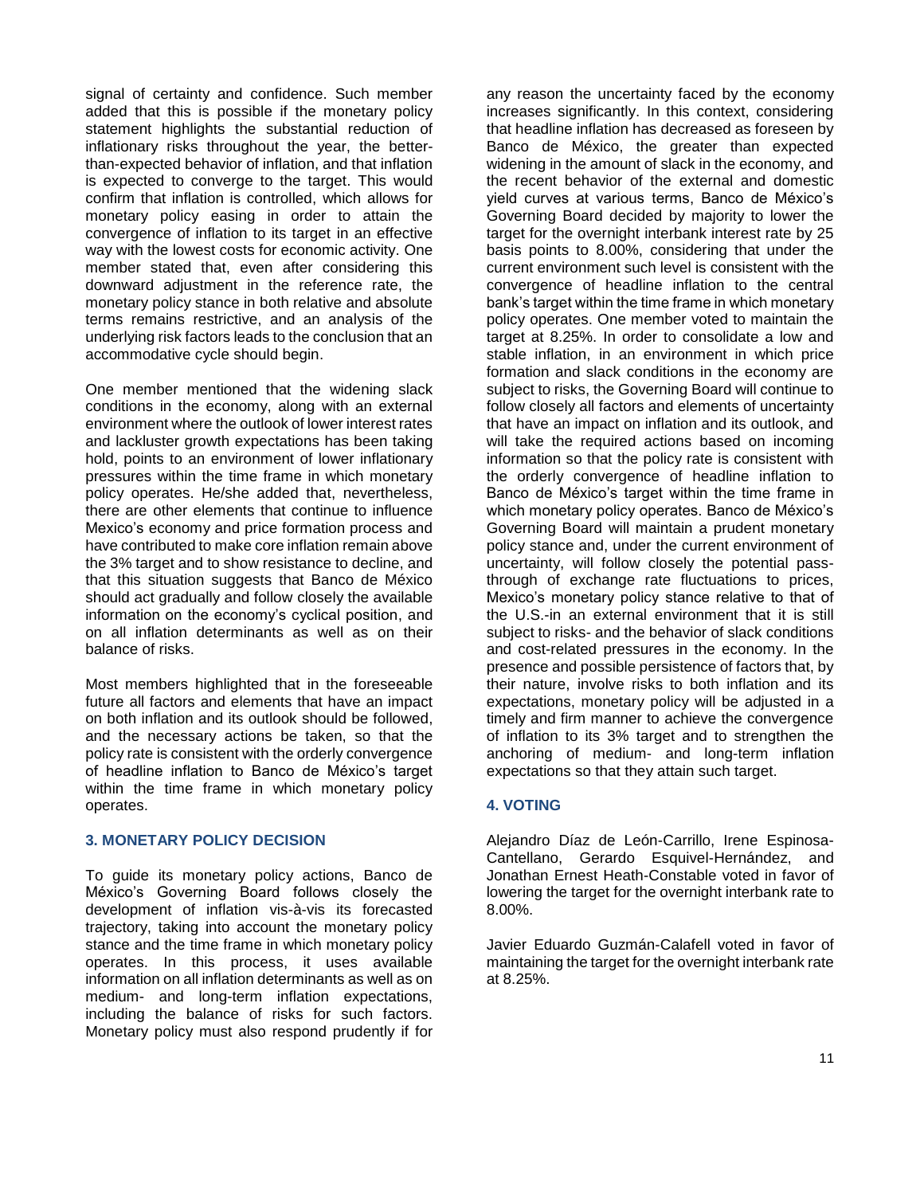signal of certainty and confidence. Such member added that this is possible if the monetary policy statement highlights the substantial reduction of inflationary risks throughout the year, the better-than-expected behavior of inflation, and that inflation is expected to converge to the target. This would confirm that inflation is controlled, which allows for monetary policy easing in order to attain the convergence of inflation to its target in an effective way with the lowest costs for economic activity. One member stated that, even after considering this downward adjustment in the reference rate, the monetary policy stance in both relative and absolute terms remains restrictive, and an analysis of the underlying risk factors leads to the conclusion that an accommodative cycle should begin.

One member mentioned that the widening slack conditions in the economy, along with an external environment where the outlook of lower interest rates and lackluster growth expectations has been taking hold, points to an environment of lower inflationary pressures within the time frame in which monetary policy operates. He/she added that, nevertheless, there are other elements that continue to influence Mexico's economy and price formation process and have contributed to make core inflation remain above the 3% target and to show resistance to decline, and that this situation suggests that Banco de México should act gradually and follow closely the available information on the economy's cyclical position, and on all inflation determinants as well as on their balance of risks.

Most members highlighted that in the foreseeable future all factors and elements that have an impact on both inflation and its outlook should be followed, and the necessary actions be taken, so that the policy rate is consistent with the orderly convergence of headline inflation to Banco de México's target within the time frame in which monetary policy operates.

### 3. MONETARY POLICY DECISION

To guide its monetary policy actions, Banco de México's Governing Board follows closely the development of inflation vis-à-vis its forecasted trajectory, taking into account the monetary policy stance and the time frame in which monetary policy operates. In this process, it uses available information on all inflation determinants as well as on medium- and long-term inflation expectations, including the balance of risks for such factors. Monetary policy must also respond prudently if for any reason the uncertainty faced by the economy increases significantly. In this context, considering that headline inflation has decreased as foreseen by Banco de México, the greater than expected widening in the amount of slack in the economy, and the recent behavior of the external and domestic yield curves at various terms, Banco de México's Governing Board decided by majority to lower the target for the overnight interbank interest rate by 25 basis points to 8.00%, considering that under the current environment such level is consistent with the convergence of headline inflation to the central bank's target within the time frame in which monetary policy operates. One member voted to maintain the target at 8.25%. In order to consolidate a low and stable inflation, in an environment in which price formation and slack conditions in the economy are subject to risks, the Governing Board will continue to follow closely all factors and elements of uncertainty that have an impact on inflation and its outlook, and will take the required actions based on incoming information so that the policy rate is consistent with the orderly convergence of headline inflation to Banco de México's target within the time frame in which monetary policy operates. Banco de México's Governing Board will maintain a prudent monetary policy stance and, under the current environment of uncertainty, will follow closely the potential pass-through of exchange rate fluctuations to prices, Mexico's monetary policy stance relative to that of the U.S.-in an external environment that it is still subject to risks- and the behavior of slack conditions and cost-related pressures in the economy. In the presence and possible persistence of factors that, by their nature, involve risks to both inflation and its expectations, monetary policy will be adjusted in a timely and firm manner to achieve the convergence of inflation to its 3% target and to strengthen the anchoring of medium- and long-term inflation expectations so that they attain such target.

### 4. VOTING

Alejandro Díaz de León-Carrillo, Irene Espinosa-Cantellano, Gerardo Esquivel-Hernández, and Jonathan Ernest Heath-Constable voted in favor of lowering the target for the overnight interbank rate to 8.00%.

Javier Eduardo Guzmán-Calafell voted in favor of maintaining the target for the overnight interbank rate at 8.25%.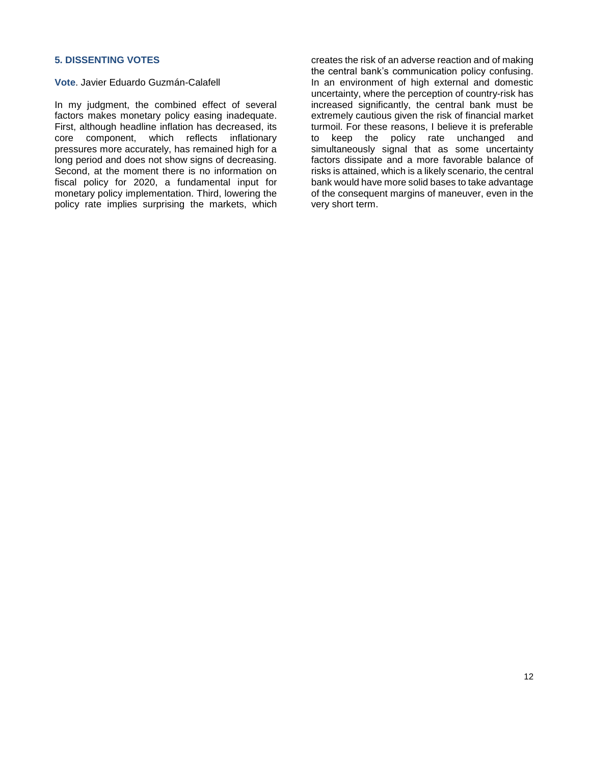## 5. DISSENTING VOTES

**Vote**. Javier Eduardo Guzmán-Calafell

In my judgment, the combined effect of several factors makes monetary policy easing inadequate. First, although headline inflation has decreased, its core component, which reflects inflationary pressures more accurately, has remained high for a long period and does not show signs of decreasing. Second, at the moment there is no information on fiscal policy for 2020, a fundamental input for monetary policy implementation. Third, lowering the policy rate implies surprising the markets, which creates the risk of an adverse reaction and of making the central bank's communication policy confusing. In an environment of high external and domestic uncertainty, where the perception of country-risk has increased significantly, the central bank must be extremely cautious given the risk of financial market turmoil. For these reasons, I believe it is preferable to keep the policy rate unchanged and simultaneously signal that as some uncertainty factors dissipate and a more favorable balance of risks is attained, which is a likely scenario, the central bank would have more solid bases to take advantage of the consequent margins of maneuver, even in the very short term.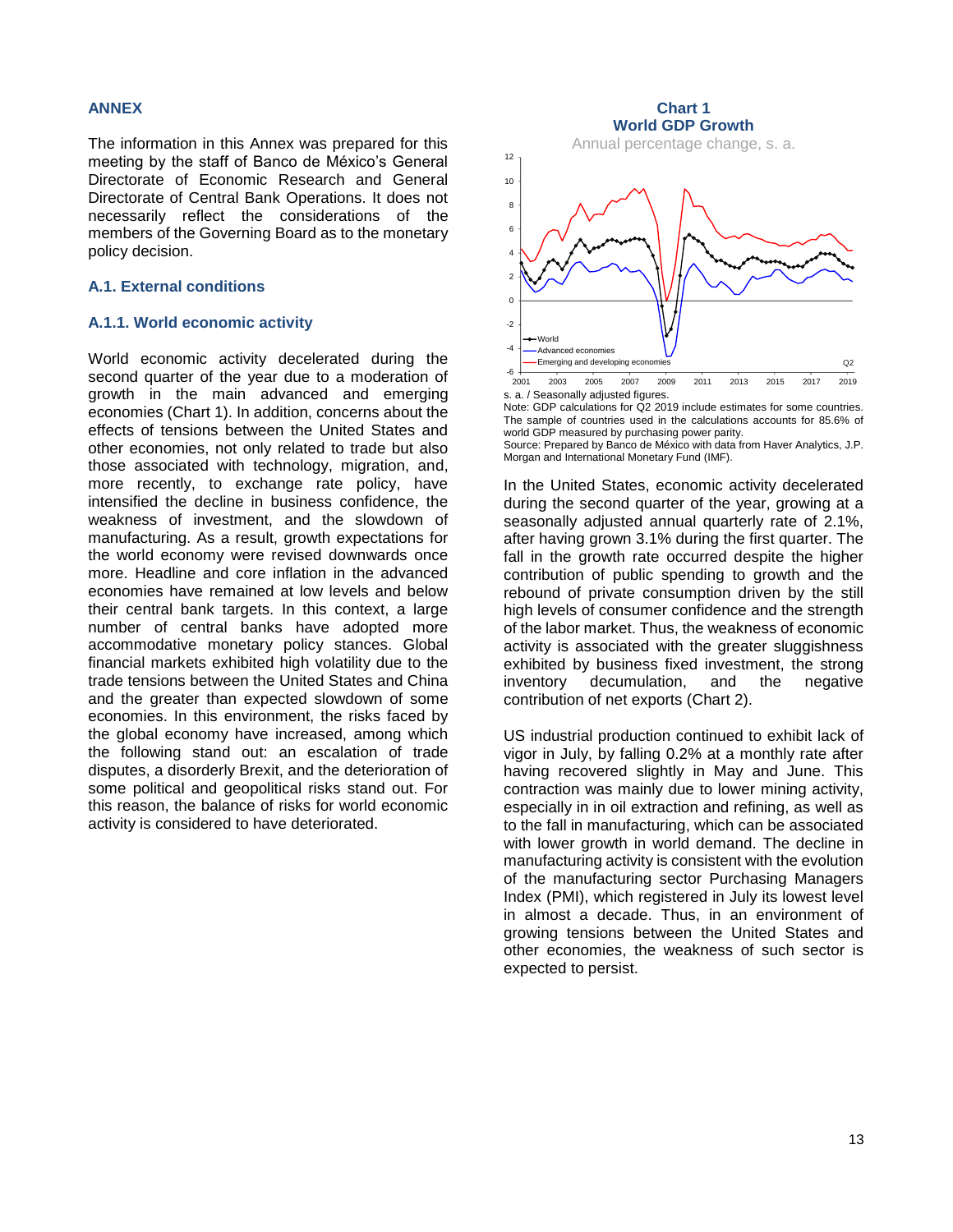## ANNEX

The information in this Annex was prepared for this meeting by the staff of Banco de México's General Directorate of Economic Research and General Directorate of Central Bank Operations. It does not necessarily reflect the considerations of the members of the Governing Board as to the monetary policy decision.

### A.1. External conditions

### A.1.1. World economic activity

World economic activity decelerated during the second quarter of the year due to a moderation of growth in the main advanced and emerging economies (Chart 1). In addition, concerns about the effects of tensions between the United States and other economies, not only related to trade but also those associated with technology, migration, and, more recently, to exchange rate policy, have intensified the decline in business confidence, the weakness of investment, and the slowdown of manufacturing. As a result, growth expectations for the world economy were revised downwards once more. Headline and core inflation in the advanced economies have remained at low levels and below their central bank targets. In this context, a large number of central banks have adopted more accommodative monetary policy stances. Global financial markets exhibited high volatility due to the trade tensions between the United States and China and the greater than expected slowdown of some economies. In this environment, the risks faced by the global economy have increased, among which the following stand out: an escalation of trade disputes, a disorderly Brexit, and the deterioration of some political and geopolitical risks stand out. For this reason, the balance of risks for world economic activity is considered to have deteriorated.

**Chart 1**
**World GDP Growth**
Annual percentage change, s. a.

12
10
8
6
4
2
0
-2
-4
-6

2001 2003 2005 2007 2009 2011 2013 2015 2017 2019

Q2

World
Advanced economies
Emerging and developing economies

s. a. / Seasonally adjusted figures.
Note: GDP calculations for Q2 2019 include estimates for some countries. The sample of countries used in the calculations accounts for 85.6% of world GDP measured by purchasing power parity.
Source: Prepared by Banco de México with data from Haver Analytics, J.P. Morgan and International Monetary Fund (IMF).

In the United States, economic activity decelerated during the second quarter of the year, growing at a seasonally adjusted annual quarterly rate of 2.1%, after having grown 3.1% during the first quarter. The fall in the growth rate occurred despite the higher contribution of public spending to growth and the rebound of private consumption driven by the still high levels of consumer confidence and the strength of the labor market. Thus, the weakness of economic activity is associated with the greater sluggishness exhibited by business fixed investment, the strong inventory decumulation, and the negative contribution of net exports (Chart 2).

US industrial production continued to exhibit lack of vigor in July, by falling 0.2% at a monthly rate after having recovered slightly in May and June. This contraction was mainly due to lower mining activity, especially in in oil extraction and refining, as well as to the fall in manufacturing, which can be associated with lower growth in world demand. The decline in manufacturing activity is consistent with the evolution of the manufacturing sector Purchasing Managers Index (PMI), which registered in July its lowest level in almost a decade. Thus, in an environment of growing tensions between the United States and other economies, the weakness of such sector is expected to persist.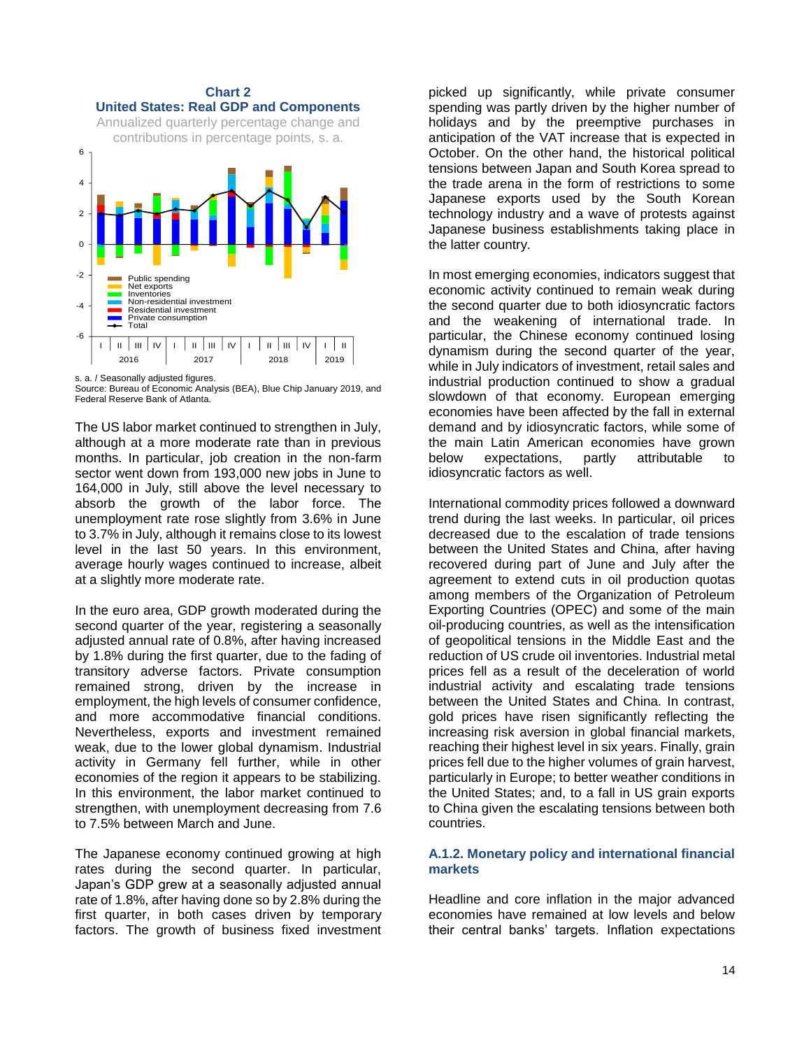**Chart 2**
**United States: Real GDP and Components**
Annualized quarterly percentage change and contributions in percentage points, s. a.

6
4
2
0
-2
-4
-6

Public spending
Net exports
Inventories
Non-residential investment
Residential investment
Private consumption
Total

I II III IV I II III IV I II III IV I II
2016 2017 2018 2019

s. a. / Seasonally adjusted figures.
Source: Bureau of Economic Analysis (BEA), Blue Chip January 2019, and Federal Reserve Bank of Atlanta.

The US labor market continued to strengthen in July, although at a more moderate rate than in previous months. In particular, job creation in the non-farm sector went down from 193,000 new jobs in June to 164,000 in July, still above the level necessary to absorb the growth of the labor force. The unemployment rate rose slightly from 3.6% in June to 3.7% in July, although it remains close to its lowest level in the last 50 years. In this environment, average hourly wages continued to increase, albeit at a slightly more moderate rate.

In the euro area, GDP growth moderated during the second quarter of the year, registering a seasonally adjusted annual rate of 0.8%, after having increased by 1.8% during the first quarter, due to the fading of transitory adverse factors. Private consumption remained strong, driven by the increase in employment, the high levels of consumer confidence, and more accommodative financial conditions. Nevertheless, exports and investment remained weak, due to the lower global dynamism. Industrial activity in Germany fell further, while in other economies of the region it appears to be stabilizing. In this environment, the labor market continued to strengthen, with unemployment decreasing from 7.6 to 7.5% between March and June.

The Japanese economy continued growing at high rates during the second quarter. In particular, Japan's GDP grew at a seasonally adjusted annual rate of 1.8%, after having done so by 2.8% during the first quarter, in both cases driven by temporary factors. The growth of business fixed investment picked up significantly, while private consumer spending was partly driven by the higher number of holidays and by the preemptive purchases in anticipation of the VAT increase that is expected in October. On the other hand, the historical political tensions between Japan and South Korea spread to the trade arena in the form of restrictions to some Japanese exports used by the South Korean technology industry and a wave of protests against Japanese business establishments taking place in the latter country.

In most emerging economies, indicators suggest that economic activity continued to remain weak during the second quarter due to both idiosyncratic factors and the weakening of international trade. In particular, the Chinese economy continued losing dynamism during the second quarter of the year, while in July indicators of investment, retail sales and industrial production continued to show a gradual slowdown of that economy. European emerging economies have been affected by the fall in external demand and by idiosyncratic factors, while some of the main Latin American economies have grown below expectations, partly attributable to idiosyncratic factors as well.

International commodity prices followed a downward trend during the last weeks. In particular, oil prices decreased due to the escalation of trade tensions between the United States and China, after having recovered during part of June and July after the agreement to extend cuts in oil production quotas among members of the Organization of Petroleum Exporting Countries (OPEC) and some of the main oil-producing countries, as well as the intensification of geopolitical tensions in the Middle East and the reduction of US crude oil inventories. Industrial metal prices fell as a result of the deceleration of world industrial activity and escalating trade tensions between the United States and China. In contrast, gold prices have risen significantly reflecting the increasing risk aversion in global financial markets, reaching their highest level in six years. Finally, grain prices fell due to the higher volumes of grain harvest, particularly in Europe; to better weather conditions in the United States; and, to a fall in US grain exports to China given the escalating tensions between both countries.

### A.1.2. Monetary policy and international financial markets

Headline and core inflation in the major advanced economies have remained at low levels and below their central banks' targets. Inflation expectations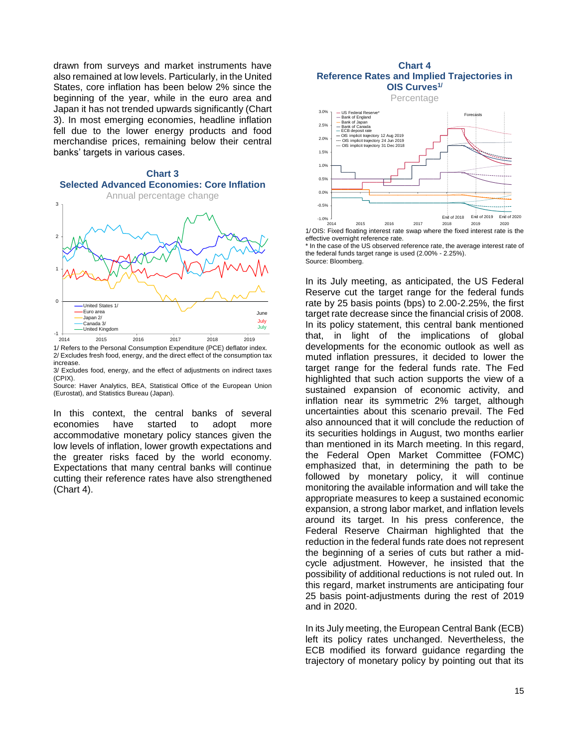drawn from surveys and market instruments have also remained at low levels. Particularly, in the United States, core inflation has been below 2% since the beginning of the year, while in the euro area and Japan it has not trended upwards significantly (Chart 3). In most emerging economies, headline inflation fell due to the lower energy products and food merchandise prices, remaining below their central banks' targets in various cases.

**Chart 3**
**Selected Advanced Economies: Core Inflation**
Annual percentage change

3
2
1
0
-1
2014 2015 2016 2017 2018 2019

United States 1/
Euro area
Japan 2/
Canada 3/
United Kingdom

June
July
July

1/ Refers to the Personal Consumption Expenditure (PCE) deflator index.
2/ Excludes fresh food, energy, and the direct effect of the consumption tax increase.
3/ Excludes food, energy, and the effect of adjustments on indirect taxes (CPIX).
Source: Haver Analytics, BEA, Statistical Office of the European Union (Eurostat), and Statistics Bureau (Japan).

In this context, the central banks of several economies have started to adopt more accommodative monetary policy stances given the low levels of inflation, lower growth expectations and the greater risks faced by the world economy. Expectations that many central banks will continue cutting their reference rates have also strengthened (Chart 4).

**Chart 4**
**Reference Rates and Implied Trajectories in OIS Curves[1/]**
Percentage

3.0%
2.5%
2.0%
1.5%
1.0%
0.5%
0.0%
-0.5%
-1.0%
2014 2015 2016 2017 2018 2019 2020

US Federal Reserve*
Bank of England
Bank of Japan
Bank of Canada
ECB deposit rate
OIS implicit trajectory 12 Aug 2019
OIS implicit trajectory 24 Jun 2019
OIS implicit trajectory 31 Dec 2018

Forecasts
End of 2018
End of 2019
End of 2020

1/ OIS: Fixed floating interest rate swap where the fixed interest rate is the effective overnight reference rate.
* In the case of the US observed reference rate, the average interest rate of the federal funds target range is used (2.00% - 2.25%).
Source: Bloomberg.

In its July meeting, as anticipated, the US Federal Reserve cut the target range for the federal funds rate by 25 basis points (bps) to 2.00-2.25%, the first target rate decrease since the financial crisis of 2008. In its policy statement, this central bank mentioned that, in light of the implications of global developments for the economic outlook as well as muted inflation pressures, it decided to lower the target range for the federal funds rate. The Fed highlighted that such action supports the view of a sustained expansion of economic activity, and inflation near its symmetric 2% target, although uncertainties about this scenario prevail. The Fed also announced that it will conclude the reduction of its securities holdings in August, two months earlier than mentioned in its March meeting. In this regard, the Federal Open Market Committee (FOMC) emphasized that, in determining the path to be followed by monetary policy, it will continue monitoring the available information and will take the appropriate measures to keep a sustained economic expansion, a strong labor market, and inflation levels around its target. In his press conference, the Federal Reserve Chairman highlighted that the reduction in the federal funds rate does not represent the beginning of a series of cuts but rather a mid-cycle adjustment. However, he insisted that the possibility of additional reductions is not ruled out. In this regard, market instruments are anticipating four 25 basis point-adjustments during the rest of 2019 and in 2020.

In its July meeting, the European Central Bank (ECB) left its policy rates unchanged. Nevertheless, the ECB modified its forward guidance regarding the trajectory of monetary policy by pointing out that its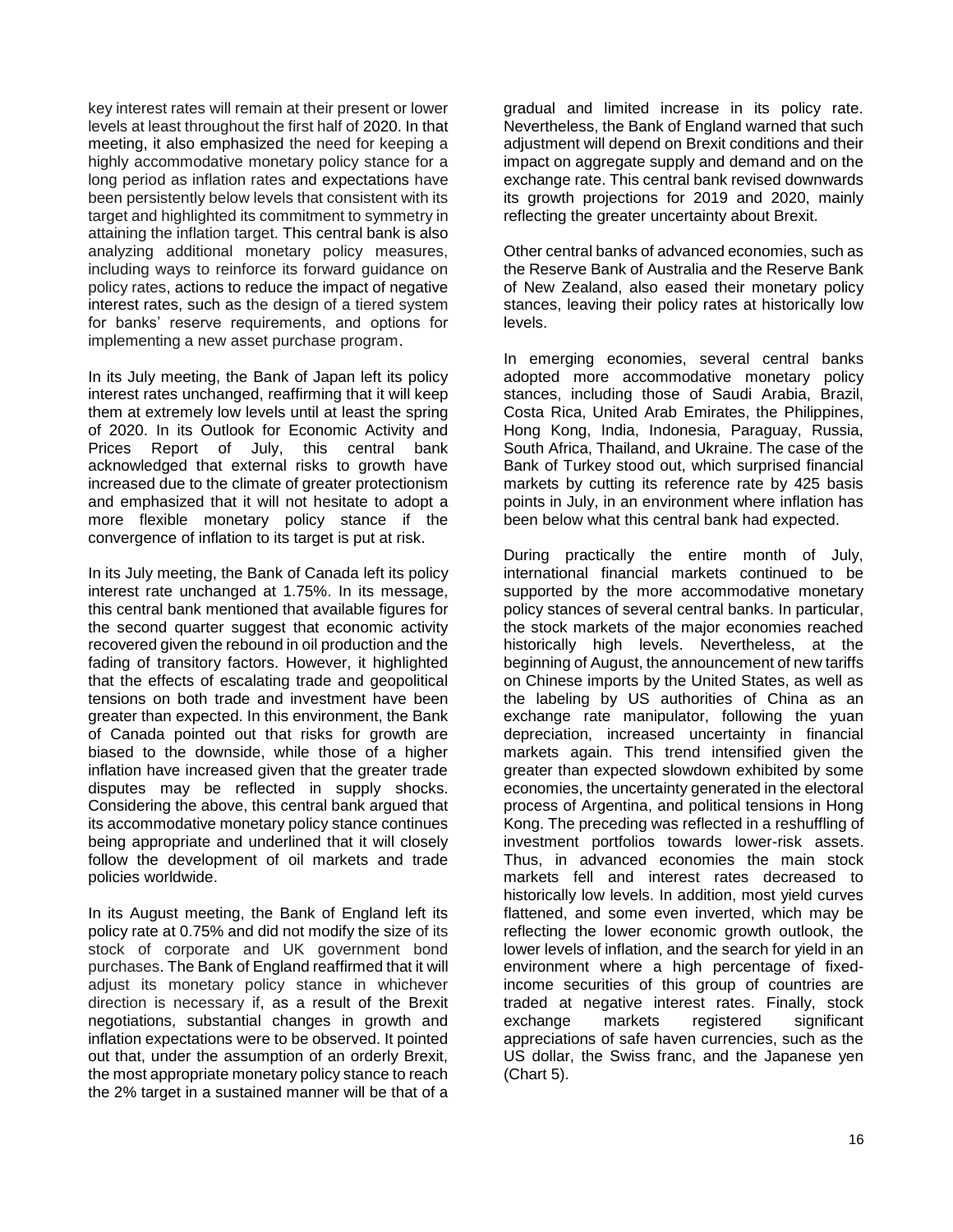key interest rates will remain at their present or lower levels at least throughout the first half of 2020. In that meeting, it also emphasized the need for keeping a highly accommodative monetary policy stance for a long period as inflation rates and expectations have been persistently below levels that consistent with its target and highlighted its commitment to symmetry in attaining the inflation target. This central bank is also analyzing additional monetary policy measures, including ways to reinforce its forward guidance on policy rates, actions to reduce the impact of negative interest rates, such as the design of a tiered system for banks' reserve requirements, and options for implementing a new asset purchase program.

In its July meeting, the Bank of Japan left its policy interest rates unchanged, reaffirming that it will keep them at extremely low levels until at least the spring of 2020. In its Outlook for Economic Activity and Prices Report of July, this central bank acknowledged that external risks to growth have increased due to the climate of greater protectionism and emphasized that it will not hesitate to adopt a more flexible monetary policy stance if the convergence of inflation to its target is put at risk.

In its July meeting, the Bank of Canada left its policy interest rate unchanged at 1.75%. In its message, this central bank mentioned that available figures for the second quarter suggest that economic activity recovered given the rebound in oil production and the fading of transitory factors. However, it highlighted that the effects of escalating trade and geopolitical tensions on both trade and investment have been greater than expected. In this environment, the Bank of Canada pointed out that risks for growth are biased to the downside, while those of a higher inflation have increased given that the greater trade disputes may be reflected in supply shocks. Considering the above, this central bank argued that its accommodative monetary policy stance continues being appropriate and underlined that it will closely follow the development of oil markets and trade policies worldwide.

In its August meeting, the Bank of England left its policy rate at 0.75% and did not modify the size of its stock of corporate and UK government bond purchases. The Bank of England reaffirmed that it will adjust its monetary policy stance in whichever direction is necessary if, as a result of the Brexit negotiations, substantial changes in growth and inflation expectations were to be observed. It pointed out that, under the assumption of an orderly Brexit, the most appropriate monetary policy stance to reach the 2% target in a sustained manner will be that of a gradual and limited increase in its policy rate. Nevertheless, the Bank of England warned that such adjustment will depend on Brexit conditions and their impact on aggregate supply and demand and on the exchange rate. This central bank revised downwards its growth projections for 2019 and 2020, mainly reflecting the greater uncertainty about Brexit.

Other central banks of advanced economies, such as the Reserve Bank of Australia and the Reserve Bank of New Zealand, also eased their monetary policy stances, leaving their policy rates at historically low levels.

In emerging economies, several central banks adopted more accommodative monetary policy stances, including those of Saudi Arabia, Brazil, Costa Rica, United Arab Emirates, the Philippines, Hong Kong, India, Indonesia, Paraguay, Russia, South Africa, Thailand, and Ukraine. The case of the Bank of Turkey stood out, which surprised financial markets by cutting its reference rate by 425 basis points in July, in an environment where inflation has been below what this central bank had expected.

During practically the entire month of July, international financial markets continued to be supported by the more accommodative monetary policy stances of several central banks. In particular, the stock markets of the major economies reached historically high levels. Nevertheless, at the beginning of August, the announcement of new tariffs on Chinese imports by the United States, as well as the labeling by US authorities of China as an exchange rate manipulator, following the yuan depreciation, increased uncertainty in financial markets again. This trend intensified given the greater than expected slowdown exhibited by some economies, the uncertainty generated in the electoral process of Argentina, and political tensions in Hong Kong. The preceding was reflected in a reshuffling of investment portfolios towards lower-risk assets. Thus, in advanced economies the main stock markets fell and interest rates decreased to historically low levels. In addition, most yield curves flattened, and some even inverted, which may be reflecting the lower economic growth outlook, the lower levels of inflation, and the search for yield in an environment where a high percentage of fixed-income securities of this group of countries are traded at negative interest rates. Finally, stock exchange markets registered significant appreciations of safe haven currencies, such as the US dollar, the Swiss franc, and the Japanese yen (Chart 5).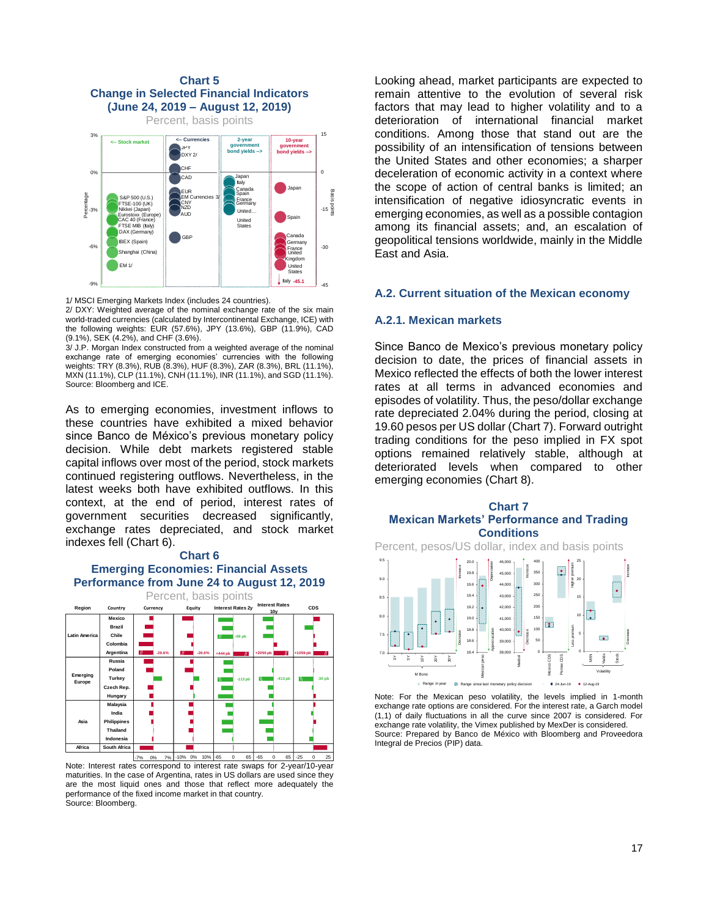**Chart 5**
**Change in Selected Financial Indicators**
**(June 24, 2019 – August 12, 2019)**
Percent, basis points

3%
0%
-3%
-6%
-9%
Percentage
15
0
-15
-30
-45
Basis points
<-- Stock market
<-- Currencies
2-year government bond yields -->
10-year government bond yields -->
S&P 500 (U.S.)
FTSE-100 (UK)
Nikkei (Japan)
Eurostoxx (Europe)
CAC 40 (France)
FTSE MIB (Italy)
DAX (Germany)
IBEX (Spain)
Shanghai (China)
EM 1/
JPY
DXY 2/
CHF
CAD
EUR
EM Currencies 3/
CNY
NZD
AUD
GBP
Japan
Italy
Canada
Spain
France
Germany
United...
United States
Japan
Spain
Canada
Germany
France
United Kingdom
United States
Italy -45.1

1/ MSCI Emerging Markets Index (includes 24 countries).
2/ DXY: Weighted average of the nominal exchange rate of the six main world-traded currencies (calculated by Intercontinental Exchange, ICE) with the following weights: EUR (57.6%), JPY (13.6%), GBP (11.9%), CAD (9.1%), SEK (4.2%), and CHF (3.6%).
3/ J.P. Morgan Index constructed from a weighted average of the nominal exchange rate of emerging economies' currencies with the following weights: TRY (8.3%), RUB (8.3%), HUF (8.3%), ZAR (8.3%), BRL (11.1%), MXN (11.1%), CLP (11.1%), CNH (11.1%), INR (11.1%), and SGD (11.1%).
Source: Bloomberg and ICE.

As to emerging economies, investment inflows to these countries have exhibited a mixed behavior since Banco de México's previous monetary policy decision. While debt markets registered stable capital inflows over most of the period, stock markets continued registering outflows. Nevertheless, in the latest weeks both have exhibited outflows. In this context, at the end of period, interest rates of government securities decreased significantly, exchange rates depreciated, and stock market indexes fell (Chart 6).

**Chart 6**
**Emerging Economies: Financial Assets Performance from June 24 to August 12, 2019**
Percent, basis points

Region
Country
Currency
Equity
Interest Rates 2y
Interest Rates 10y
CDS
Latin America: Mexico, Brazil, Chile, Colombia, Argentina
Emerging Europe: Russia, Poland, Turkey, Czech Rep., Hungary
Asia: Malaysia, India, Philippines, Thailand, Indonesia
Africa: South Africa
-29.6%
-26.6%
-68 pb
+444 pb
+2050 pb
+1059 pb
-113 pb
-413 pb
-30 pb
-7% 0% 7%
-10% 0% 10%
-65 0 65
-65 0 65
-25 0 25

Note: Interest rates correspond to interest rate swaps for 2-year/10-year maturities. In the case of Argentina, rates in US dollars are used since they are the most liquid ones and those that reflect more adequately the performance of the fixed income market in that country.
Source: Bloomberg.

Looking ahead, market participants are expected to remain attentive to the evolution of several risk factors that may lead to higher volatility and to a deterioration of international financial market conditions. Among those that stand out are the possibility of an intensification of tensions between the United States and other economies; a sharper deceleration of economic activity in a context where the scope of action of central banks is limited; an intensification of negative idiosyncratic events in emerging economies, as well as a possible contagion among its financial assets; and, an escalation of geopolitical tensions worldwide, mainly in the Middle East and Asia.

## A.2. Current situation of the Mexican economy

### A.2.1. Mexican markets

Since Banco de Mexico's previous monetary policy decision to date, the prices of financial assets in Mexico reflected the effects of both the lower interest rates at all terms in advanced economies and episodes of volatility. Thus, the peso/dollar exchange rate depreciated 2.04% during the period, closing at 19.60 pesos per US dollar (Chart 7). Forward outright trading conditions for the peso implied in FX spot options remained relatively stable, although at deteriorated levels when compared to other emerging economies (Chart 8).

**Chart 7**
**Mexican Markets' Performance and Trading Conditions**
Percent, pesos/US dollar, index and basis points

9.5 9.0 8.5 8.0 7.5 7.0
20.0 19.8 19.6 19.4 19.2 19.0 18.8 18.6 18.4
46,000 45,000 44,000 43,000 42,000 41,000 40,000 39,000 38,000
400 350 300 250 200 150 100 50 0
25 20 15 10 5 0
Increase
Decrease
Depreciation
Appreciation
Increase
Decrease
Higher premium
Less premium
Increase
Decrease
3Y 5Y 10Y 20Y 30Y
M Bono
Mexican peso
Mexbol
Mexico CDS
Pemex CDS
MXN Yields Stock
Volatility
Range in year
Range since last monetary policy decision
24-Jun-19
12-Aug-19

Note: For the Mexican peso volatility, the levels implied in 1-month exchange rate options are considered. For the interest rate, a Garch model (1,1) of daily fluctuations in all the curve since 2007 is considered. For exchange rate volatility, the Vimex published by MexDer is considered.
Source: Prepared by Banco de México with Bloomberg and Proveedora Integral de Precios (PIP) data.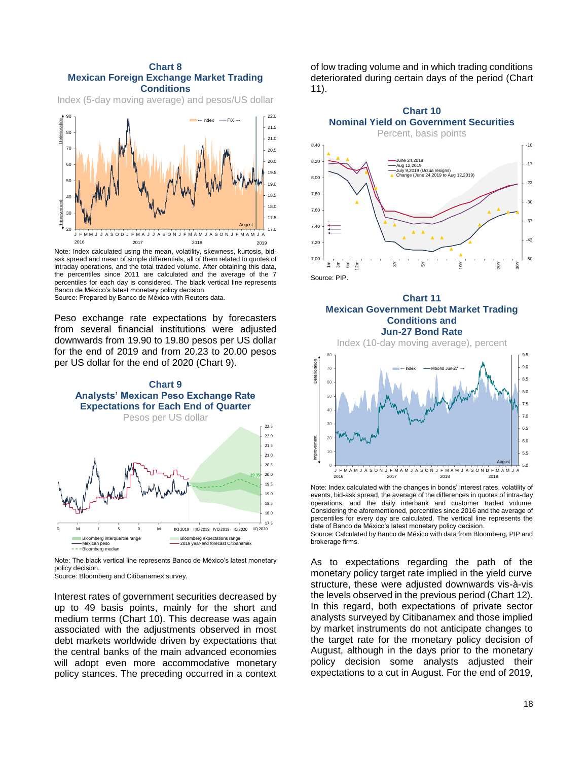**Chart 8**
**Mexican Foreign Exchange Market Trading Conditions**
Index (5-day moving average) and pesos/US dollar

Deterioration
Improvement
← Index
FIX →
August
J F M M J J A S O D J F M A J J A S O N J F M A M J A S O N J F M A M J A
2016
2017
2018
2019
90
80
70
60
50
40
30
20
22.0
21.5
21.0
20.5
20.0
19.5
19.0
18.5
18.0
17.5
17.0

Note: Index calculated using the mean, volatility, skewness, kurtosis, bid-ask spread and mean of simple differentials, all of them related to quotes of intraday operations, and the total traded volume. After obtaining this data, the percentiles since 2011 are calculated and the average of the 7 percentiles for each day is considered. The black vertical line represents Banco de México's latest monetary policy decision.
Source: Prepared by Banco de México with Reuters data.

Peso exchange rate expectations by forecasters from several financial institutions were adjusted downwards from 19.90 to 19.80 pesos per US dollar for the end of 2019 and from 20.23 to 20.00 pesos per US dollar for the end of 2020 (Chart 9).

**Chart 9**
**Analysts' Mexican Peso Exchange Rate Expectations for Each End of Quarter**
Pesos per US dollar

22.5
22.0
21.5
21.0
20.5
20.0
19.5
19.0
18.5
18.0
17.5
19.35
D M J S D M IIQ 2019 IIIQ 2019 IVQ 2019 IQ 2020 IIQ 2020
Bloomberg interquartile range
Mexican peso
Bloomberg median
Bloomberg expectations range
2019 year-end forecast Citibanamex

Note: The black vertical line represents Banco de México's latest monetary policy decision.
Source: Bloomberg and Citibanamex survey.

Interest rates of government securities decreased by up to 49 basis points, mainly for the short and medium terms (Chart 10). This decrease was again associated with the adjustments observed in most debt markets worldwide driven by expectations that the central banks of the main advanced economies will adopt even more accommodative monetary policy stances. The preceding occurred in a context of low trading volume and in which trading conditions deteriorated during certain days of the period (Chart 11).

**Chart 10**
**Nominal Yield on Government Securities**
Percent, basis points

June 24,2019
Aug 12,2019
July 9,2019 (Urzúa resigns)
Change (June 24,2019 to Aug 12,2019)
8.40
8.20
8.00
7.80
7.60
7.40
7.20
7.00
-10
-17
-23
-30
-37
-43
-50
1m 3m 6m 12m 3Y 5Y 10Y 20Y 30Y

Source: PIP.

**Chart 11**
**Mexican Government Debt Market Trading Conditions and Jun-27 Bond Rate**
Index (10-day moving average), percent

Deterioration
Improvement
← Index
Mbond Jun-27 →
August
80
70
60
50
40
30
20
10
0
9.5
9.0
8.5
8.0
7.5
7.0
6.5
6.0
5.5
5.0
J F M A M J J A S O N D J F M A M J J A S O N D J F M A M J J A S O N D J F M A M J J A
2016
2017
2018
2019

Note: Index calculated with the changes in bonds' interest rates, volatility of events, bid-ask spread, the average of the differences in quotes of intra-day operations, and the daily interbank and customer traded volume. Considering the aforementioned, percentiles since 2016 and the average of percentiles for every day are calculated. The vertical line represents the date of Banco de México's latest monetary policy decision.
Source: Calculated by Banco de México with data from Bloomberg, PIP and brokerage firms.

As to expectations regarding the path of the monetary policy target rate implied in the yield curve structure, these were adjusted downwards vis-à-vis the levels observed in the previous period (Chart 12). In this regard, both expectations of private sector analysts surveyed by Citibanamex and those implied by market instruments do not anticipate changes to the target rate for the monetary policy decision of August, although in the days prior to the monetary policy decision some analysts adjusted their expectations to a cut in August. For the end of 2019,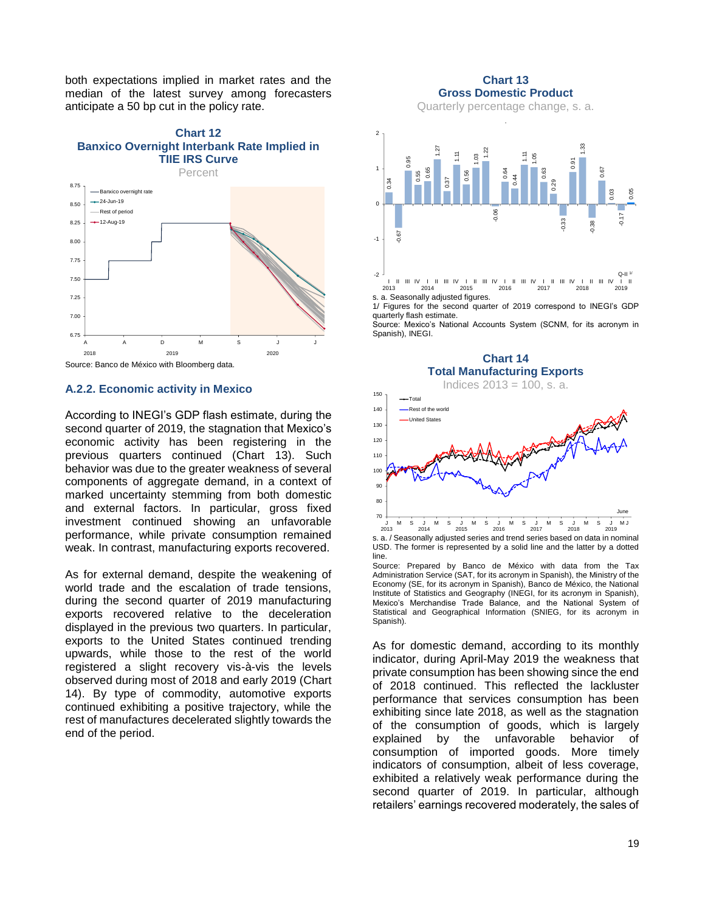both expectations implied in market rates and the median of the latest survey among forecasters anticipate a 50 bp cut in the policy rate.

**Chart 12**
**Banxico Overnight Interbank Rate Implied in TIIE IRS Curve**
Percent

8.75
8.50
8.25
8.00
7.75
7.50
7.25
7.00
6.75

Banxico overnight rate
24-Jun-19
Rest of period
12-Aug-19

A A D M S J J
2018 2019 2020

Source: Banco de México with Bloomberg data.

### A.2.2. Economic activity in Mexico

According to INEGI's GDP flash estimate, during the second quarter of 2019, the stagnation that Mexico's economic activity has been registering in the previous quarters continued (Chart 13). Such behavior was due to the greater weakness of several components of aggregate demand, in a context of marked uncertainty stemming from both domestic and external factors. In particular, gross fixed investment continued showing an unfavorable performance, while private consumption remained weak. In contrast, manufacturing exports recovered.

As for external demand, despite the weakening of world trade and the escalation of trade tensions, during the second quarter of 2019 manufacturing exports recovered relative to the deceleration displayed in the previous two quarters. In particular, exports to the United States continued trending upwards, while those to the rest of the world registered a slight recovery vis-à-vis the levels observed during most of 2018 and early 2019 (Chart 14). By type of commodity, automotive exports continued exhibiting a positive trajectory, while the rest of manufactures decelerated slightly towards the end of the period.

**Chart 13**
**Gross Domestic Product**
Quarterly percentage change, s. a.

2
1
0
-1
-2

0.34 -0.67 0.95 0.55 0.65 1.27 0.37 1.11 0.56 1.03 1.22 -0.06 0.64 0.44 1.11 1.05 0.63 0.29 -0.33 0.91 1.33 -0.38 0.67 0.03 -0.17 0.05

I II III IV I II III IV I II III IV I II III IV I II III IV I II III IV I II
2013 2014 2015 2016 2017 2018 2019

Q-II 1/

s. a. Seasonally adjusted figures.
1/ Figures for the second quarter of 2019 correspond to INEGI's GDP quarterly flash estimate.
Source: Mexico's National Accounts System (SCNM, for its acronym in Spanish), INEGI.

**Chart 14**
**Total Manufacturing Exports**
Indices 2013 = 100, s. a.

150
140
130
120
110
100
90
80
70

Total
Rest of the world
United States

June

J M S J M S J M S J M S J M S J M S M J
2013 2014 2015 2016 2017 2018 2019

s. a. / Seasonally adjusted series and trend series based on data in nominal USD. The former is represented by a solid line and the latter by a dotted line.
Source: Prepared by Banco de México with data from the Tax Administration Service (SAT, for its acronym in Spanish), the Ministry of the Economy (SE, for its acronym in Spanish), Banco de México, the National Institute of Statistics and Geography (INEGI, for its acronym in Spanish), Mexico's Merchandise Trade Balance, and the National System of Statistical and Geographical Information (SNIEG, for its acronym in Spanish).

As for domestic demand, according to its monthly indicator, during April-May 2019 the weakness that private consumption has been showing since the end of 2018 continued. This reflected the lackluster performance that services consumption has been exhibiting since late 2018, as well as the stagnation of the consumption of goods, which is largely explained by the unfavorable behavior of consumption of imported goods. More timely indicators of consumption, albeit of less coverage, exhibited a relatively weak performance during the second quarter of 2019. In particular, although retailers' earnings recovered moderately, the sales of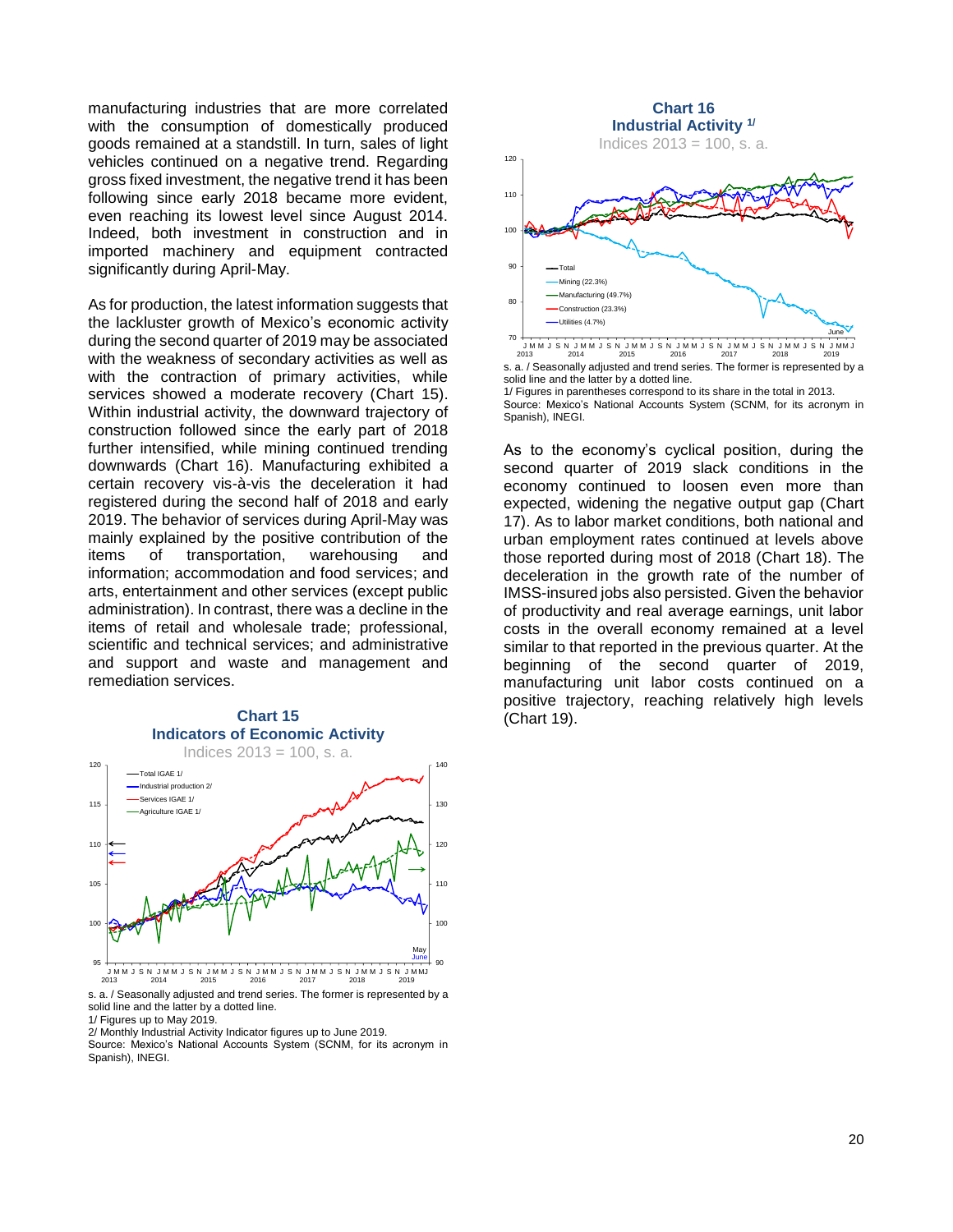manufacturing industries that are more correlated with the consumption of domestically produced goods remained at a standstill. In turn, sales of light vehicles continued on a negative trend. Regarding gross fixed investment, the negative trend it has been following since early 2018 became more evident, even reaching its lowest level since August 2014. Indeed, both investment in construction and in imported machinery and equipment contracted significantly during April-May.

As for production, the latest information suggests that the lackluster growth of Mexico's economic activity during the second quarter of 2019 may be associated with the weakness of secondary activities as well as with the contraction of primary activities, while services showed a moderate recovery (Chart 15). Within industrial activity, the downward trajectory of construction followed since the early part of 2018 further intensified, while mining continued trending downwards (Chart 16). Manufacturing exhibited a certain recovery vis-à-vis the deceleration it had registered during the second half of 2018 and early 2019. The behavior of services during April-May was mainly explained by the positive contribution of the items of transportation, warehousing and information; accommodation and food services; and arts, entertainment and other services (except public administration). In contrast, there was a decline in the items of retail and wholesale trade; professional, scientific and technical services; and administrative and support and waste and management and remediation services.

**Chart 15**
**Indicators of Economic Activity**
Indices 2013 = 100, s. a.

Total IGAE 1/
Industrial production 2/
Services IGAE 1/
Agriculture IGAE 1/

May
June

s. a. / Seasonally adjusted and trend series. The former is represented by a solid line and the latter by a dotted line.
1/ Figures up to May 2019.
2/ Monthly Industrial Activity Indicator figures up to June 2019.
Source: Mexico's National Accounts System (SCNM, for its acronym in Spanish), INEGI.

**Chart 16**
**Industrial Activity 1/**
Indices 2013 = 100, s. a.

Total
Mining (22.3%)
Manufacturing (49.7%)
Construction (23.3%)
Utilities (4.7%)

June

s. a. / Seasonally adjusted and trend series. The former is represented by a solid line and the latter by a dotted line.
1/ Figures in parentheses correspond to its share in the total in 2013.
Source: Mexico's National Accounts System (SCNM, for its acronym in Spanish), INEGI.

As to the economy's cyclical position, during the second quarter of 2019 slack conditions in the economy continued to loosen even more than expected, widening the negative output gap (Chart 17). As to labor market conditions, both national and urban employment rates continued at levels above those reported during most of 2018 (Chart 18). The deceleration in the growth rate of the number of IMSS-insured jobs also persisted. Given the behavior of productivity and real average earnings, unit labor costs in the overall economy remained at a level similar to that reported in the previous quarter. At the beginning of the second quarter of 2019, manufacturing unit labor costs continued on a positive trajectory, reaching relatively high levels (Chart 19).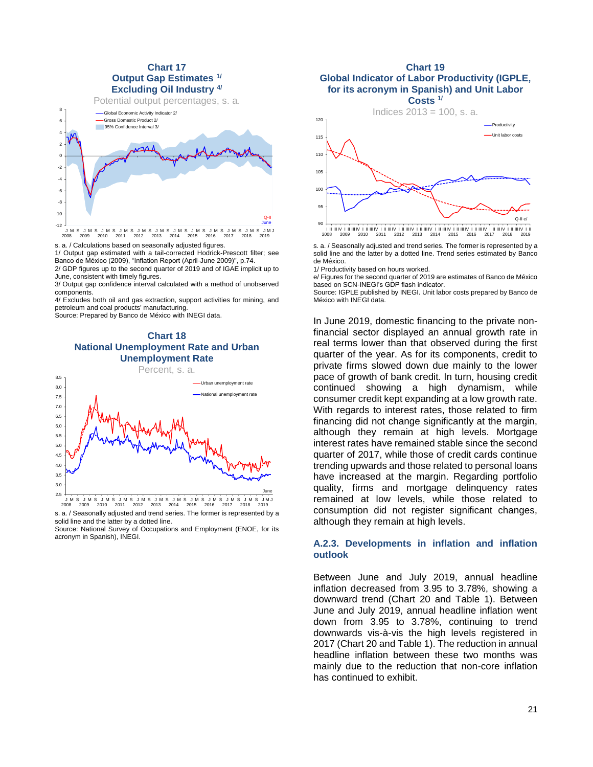### Chart 17
### Output Gap Estimates [1/] Excluding Oil Industry [4/]

Potential output percentages, s. a.

Global Economic Activity Indicator 2/
Gross Domestic Product 2/
95% Confidence Interval 3/

8
6
4
2
0
-2
-4
-6
-8
-10
-12

Q-II
June

J M S J M S J M S J M S J M S J M S J M S J M S J M S J M S J M S J M J
2008 2009 2010 2011 2012 2013 2014 2015 2016 2017 2018 2019

s. a. / Calculations based on seasonally adjusted figures.
1/ Output gap estimated with a tail-corrected Hodrick-Prescott filter; see Banco de México (2009), "Inflation Report (April-June 2009)", p.74.
2/ GDP figures up to the second quarter of 2019 and of IGAE implicit up to June, consistent with timely figures.
3/ Output gap confidence interval calculated with a method of unobserved components.
4/ Excludes both oil and gas extraction, support activities for mining, and petroleum and coal products' manufacturing.
Source: Prepared by Banco de México with INEGI data.

### Chart 18
### National Unemployment Rate and Urban Unemployment Rate

Percent, s. a.

Urban unemployment rate
National unemployment rate

8.5
8.0
7.5
7.0
6.5
6.0
5.5
5.0
4.5
4.0
3.5
3.0
2.5

June

J M S J M S J M S J M S J M S J M S J M S J M S J M S J M S J M S J M J
2008 2009 2010 2011 2012 2013 2014 2015 2016 2017 2018 2019

s. a. / Seasonally adjusted and trend series. The former is represented by a solid line and the latter by a dotted line.
Source: National Survey of Occupations and Employment (ENOE, for its acronym in Spanish), INEGI.

### Chart 19
### Global Indicator of Labor Productivity (IGPLE, for its acronym in Spanish) and Unit Labor Costs [1/]

Indices 2013 = 100, s. a.

Productivity
Unit labor costs

120
115
110
105
100
95
90

Q-II e/

I II III IV I II III IV I II III IV I II III IV I II III IV I II III IV I II III IV I II III IV I II III IV I II III IV I II III IV I II
2008 2009 2010 2011 2012 2013 2014 2015 2016 2017 2018 2019

s. a. / Seasonally adjusted and trend series. The former is represented by a solid line and the latter by a dotted line. Trend series estimated by Banco de México.
1/ Productivity based on hours worked.
e/ Figures for the second quarter of 2019 are estimates of Banco de México based on SCN-INEGI's GDP flash indicator.
Source: IGPLE published by INEGI. Unit labor costs prepared by Banco de México with INEGI data.

In June 2019, domestic financing to the private non-financial sector displayed an annual growth rate in real terms lower than that observed during the first quarter of the year. As for its components, credit to private firms slowed down due mainly to the lower pace of growth of bank credit. In turn, housing credit continued showing a high dynamism, while consumer credit kept expanding at a low growth rate. With regards to interest rates, those related to firm financing did not change significantly at the margin, although they remain at high levels. Mortgage interest rates have remained stable since the second quarter of 2017, while those of credit cards continue trending upwards and those related to personal loans have increased at the margin. Regarding portfolio quality, firms and mortgage delinquency rates remained at low levels, while those related to consumption did not register significant changes, although they remain at high levels.

### A.2.3. Developments in inflation and inflation outlook

Between June and July 2019, annual headline inflation decreased from 3.95 to 3.78%, showing a downward trend (Chart 20 and Table 1). Between June and July 2019, annual headline inflation went down from 3.95 to 3.78%, continuing to trend downwards vis-à-vis the high levels registered in 2017 (Chart 20 and Table 1). The reduction in annual headline inflation between these two months was mainly due to the reduction that non-core inflation has continued to exhibit.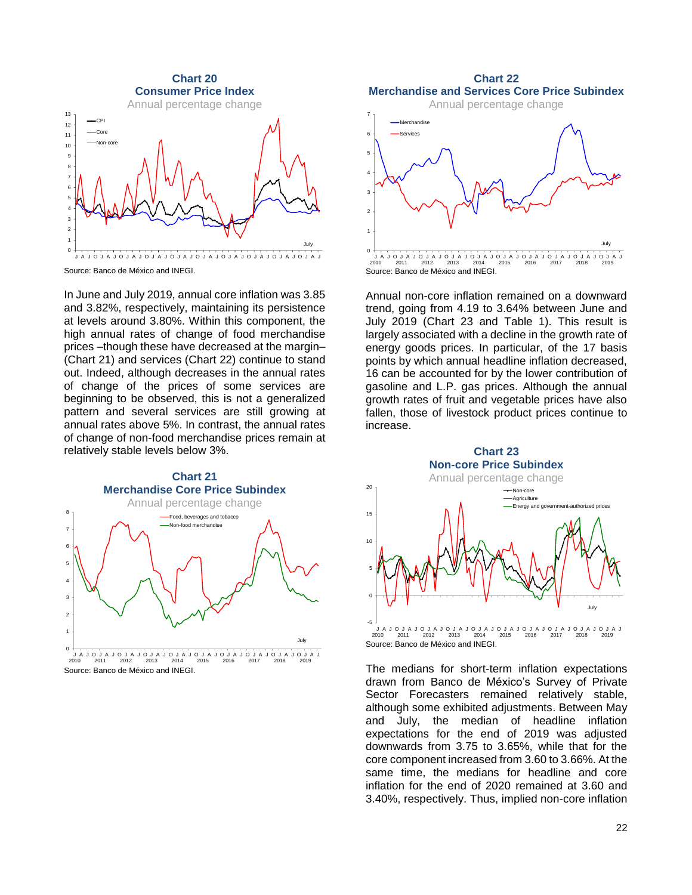**Chart 20**
**Consumer Price Index**
Annual percentage change

CPI
Core
Non-core

13
12
11
10
9
8
7
6
5
4
3
2
1
0

July

J A J O J A J O J A J O J A J O J A J O J A J O J A J O J A J O J A J O J A J O J A J

Source: Banco de México and INEGI.

In June and July 2019, annual core inflation was 3.85 and 3.82%, respectively, maintaining its persistence at levels around 3.80%. Within this component, the high annual rates of change of food merchandise prices –though these have decreased at the margin– (Chart 21) and services (Chart 22) continue to stand out. Indeed, although decreases in the annual rates of change of the prices of some services are beginning to be observed, this is not a generalized pattern and several services are still growing at annual rates above 5%. In contrast, the annual rates of change of non-food merchandise prices remain at relatively stable levels below 3%.

**Chart 21**
**Merchandise Core Price Subindex**
Annual percentage change

Food, beverages and tobacco
Non-food merchandise

8
7
6
5
4
3
2
1
0

July

J A J O J A J O J A J O J A J O J A J O J A J O J A J O J A J O J A J O J A J O J A J
2010 2011 2012 2013 2014 2015 2016 2017 2018 2019

Source: Banco de México and INEGI.

**Chart 22**
**Merchandise and Services Core Price Subindex**
Annual percentage change

Merchandise
Services

7
6
5
4
3
2
1
0

July

J A J O J A J O J A J O J A J O J A J O J A J O J A J O J A J O J A J O J A J O J A J
2010 2011 2012 2013 2014 2015 2016 2017 2018 2019

Source: Banco de México and INEGI.

Annual non-core inflation remained on a downward trend, going from 4.19 to 3.64% between June and July 2019 (Chart 23 and Table 1). This result is largely associated with a decline in the growth rate of energy goods prices. In particular, of the 17 basis points by which annual headline inflation decreased, 16 can be accounted for by the lower contribution of gasoline and L.P. gas prices. Although the annual growth rates of fruit and vegetable prices have also fallen, those of livestock product prices continue to increase.

**Chart 23**
**Non-core Price Subindex**
Annual percentage change

Non-core
Agriculture
Energy and government-authorized prices

20
15
10
5
0
-5

July

J A J O J A J O J A J O J A J O J A J O J A J O J A J O J A J O J A J O J A J O J A J
2010 2011 2012 2013 2014 2015 2016 2017 2018 2019

Source: Banco de México and INEGI.

The medians for short-term inflation expectations drawn from Banco de México's Survey of Private Sector Forecasters remained relatively stable, although some exhibited adjustments. Between May and July, the median of headline inflation expectations for the end of 2019 was adjusted downwards from 3.75 to 3.65%, while that for the core component increased from 3.60 to 3.66%. At the same time, the medians for headline and core inflation for the end of 2020 remained at 3.60 and 3.40%, respectively. Thus, implied non-core inflation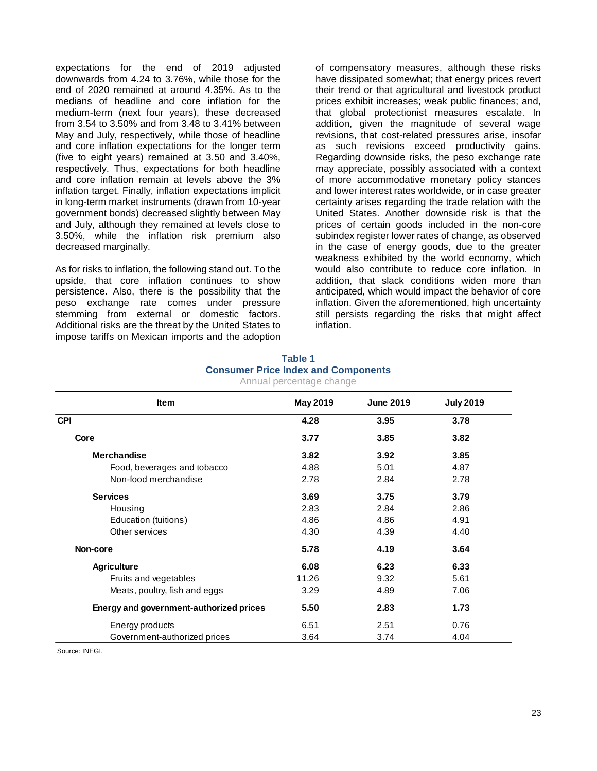expectations for the end of 2019 adjusted downwards from 4.24 to 3.76%, while those for the end of 2020 remained at around 4.35%. As to the medians of headline and core inflation for the medium-term (next four years), these decreased from 3.54 to 3.50% and from 3.48 to 3.41% between May and July, respectively, while those of headline and core inflation expectations for the longer term (five to eight years) remained at 3.50 and 3.40%, respectively. Thus, expectations for both headline and core inflation remain at levels above the 3% inflation target. Finally, inflation expectations implicit in long-term market instruments (drawn from 10-year government bonds) decreased slightly between May and July, although they remained at levels close to 3.50%, while the inflation risk premium also decreased marginally.

As for risks to inflation, the following stand out. To the upside, that core inflation continues to show persistence. Also, there is the possibility that the peso exchange rate comes under pressure stemming from external or domestic factors. Additional risks are the threat by the United States to impose tariffs on Mexican imports and the adoption of compensatory measures, although these risks have dissipated somewhat; that energy prices revert their trend or that agricultural and livestock product prices exhibit increases; weak public finances; and, that global protectionist measures escalate. In addition, given the magnitude of several wage revisions, that cost-related pressures arise, insofar as such revisions exceed productivity gains. Regarding downside risks, the peso exchange rate may appreciate, possibly associated with a context of more accommodative monetary policy stances and lower interest rates worldwide, or in case greater certainty arises regarding the trade relation with the United States. Another downside risk is that the prices of certain goods included in the non-core subindex register lower rates of change, as observed in the case of energy goods, due to the greater weakness exhibited by the world economy, which would also contribute to reduce core inflation. In addition, that slack conditions widen more than anticipated, which would impact the behavior of core inflation. Given the aforementioned, high uncertainty still persists regarding the risks that might affect inflation.

**Table 1**
**Consumer Price Index and Components**
Annual percentage change

| Item | May 2019 | June 2019 | July 2019 |
|---|---|---|---|
| **CPI** | **4.28** | **3.95** | **3.78** |
| **Core** | **3.77** | **3.85** | **3.82** |
| **Merchandise** | **3.82** | **3.92** | **3.85** |
| Food, beverages and tobacco | 4.88 | 5.01 | 4.87 |
| Non-food merchandise | 2.78 | 2.84 | 2.78 |
| **Services** | **3.69** | **3.75** | **3.79** |
| Housing | 2.83 | 2.84 | 2.86 |
| Education (tuitions) | 4.86 | 4.86 | 4.91 |
| Other services | 4.30 | 4.39 | 4.40 |
| **Non-core** | **5.78** | **4.19** | **3.64** |
| **Agriculture** | **6.08** | **6.23** | **6.33** |
| Fruits and vegetables | 11.26 | 9.32 | 5.61 |
| Meats, poultry, fish and eggs | 3.29 | 4.89 | 7.06 |
| **Energy and government-authorized prices** | **5.50** | **2.83** | **1.73** |
| Energy products | 6.51 | 2.51 | 0.76 |
| Government-authorized prices | 3.64 | 3.74 | 4.04 |

Source: INEGI.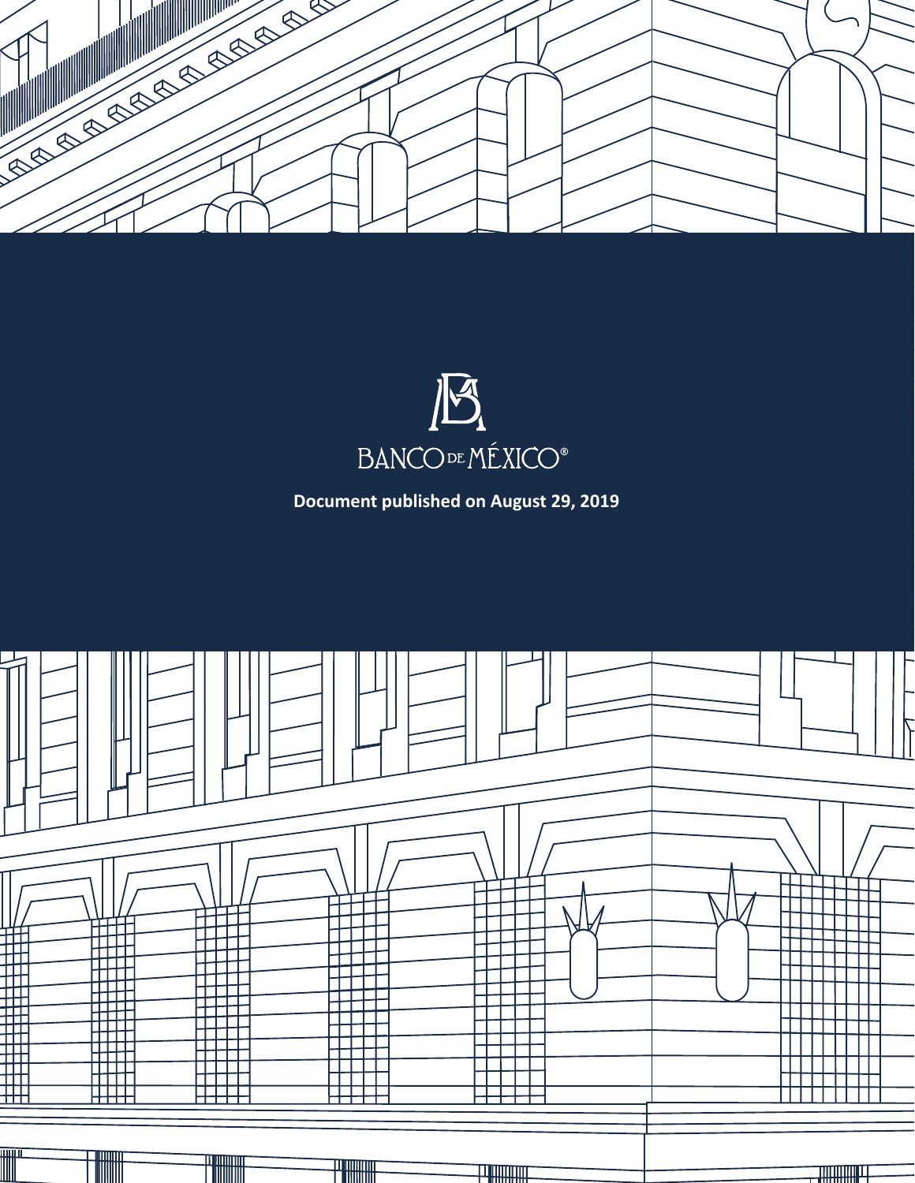BANCO DE MÉXICO®

**Document published on August 29, 2019**